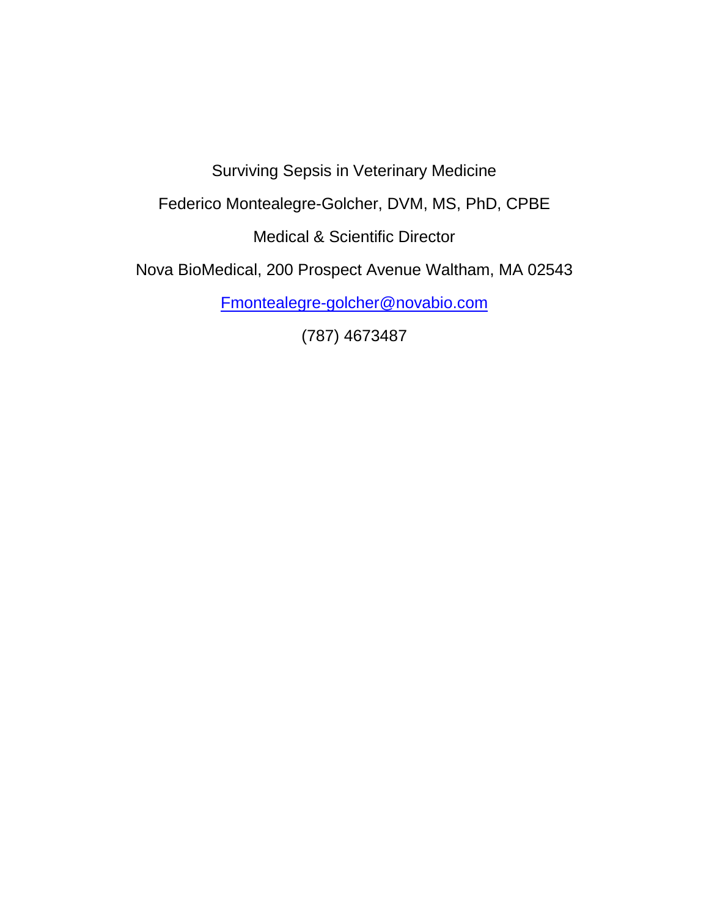# Surviving Sepsis in Veterinary Medicine

Federico Montealegre-Golcher, DVM, MS, PhD, CPBE

Medical & Scientific Director

Nova BioMedical, 200 Prospect Avenue Waltham, MA 02543

Fmontealegre-golcher@novabio.com

(787) 4673487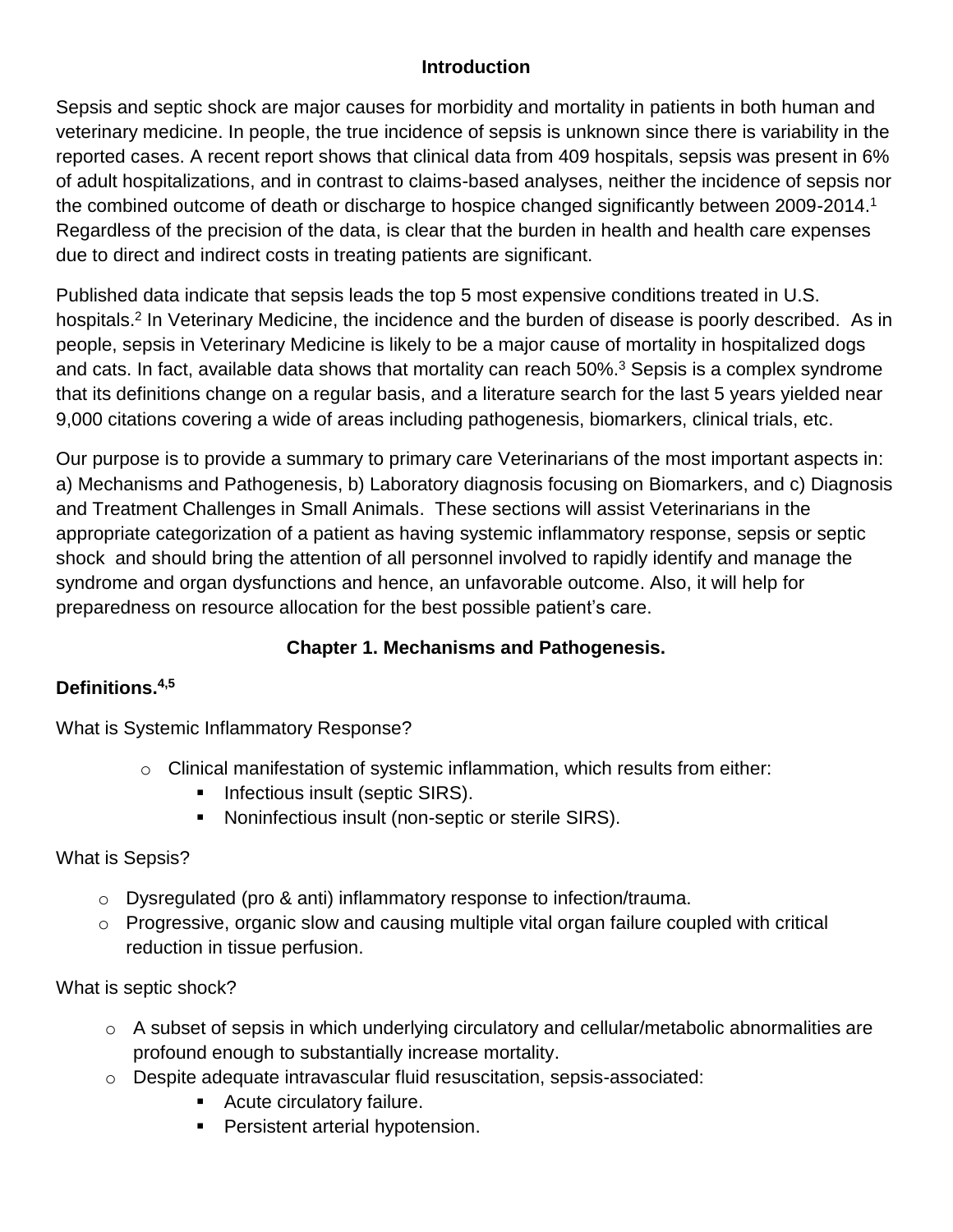## Introduction

Sepsis and septic shock are major causes for morbidity and mortality in patients in both human and veterinary medicine. In people, the true incidence of sepsis is unknown since there is variability in the reported cases. A recent report shows that clinical data from 409 hospitals, sepsis was present in 6% of adult hospitalizations, and in contrast to claims-based analyses, neither the incidence of sepsis nor the combined outcome of death or discharge to hospice changed significantly between 2009-2014.[1] Regardless of the precision of the data, is clear that the burden in health and health care expenses due to direct and indirect costs in treating patients are significant.

Published data indicate that sepsis leads the top 5 most expensive conditions treated in U.S. hospitals.[2] In Veterinary Medicine, the incidence and the burden of disease is poorly described. As in people, sepsis in Veterinary Medicine is likely to be a major cause of mortality in hospitalized dogs and cats. In fact, available data shows that mortality can reach 50%.[3] Sepsis is a complex syndrome that its definitions change on a regular basis, and a literature search for the last 5 years yielded near 9,000 citations covering a wide of areas including pathogenesis, biomarkers, clinical trials, etc.

Our purpose is to provide a summary to primary care Veterinarians of the most important aspects in: a) Mechanisms and Pathogenesis, b) Laboratory diagnosis focusing on Biomarkers, and c) Diagnosis and Treatment Challenges in Small Animals. These sections will assist Veterinarians in the appropriate categorization of a patient as having systemic inflammatory response, sepsis or septic shock and should bring the attention of all personnel involved to rapidly identify and manage the syndrome and organ dysfunctions and hence, an unfavorable outcome. Also, it will help for preparedness on resource allocation for the best possible patient's care.

## Chapter 1. Mechanisms and Pathogenesis.

### Definitions.[4,5]

What is Systemic Inflammatory Response?

- Clinical manifestation of systemic inflammation, which results from either:
  - Infectious insult (septic SIRS).
  - Noninfectious insult (non-septic or sterile SIRS).

What is Sepsis?

- Dysregulated (pro & anti) inflammatory response to infection/trauma.
- Progressive, organic slow and causing multiple vital organ failure coupled with critical reduction in tissue perfusion.

What is septic shock?

- A subset of sepsis in which underlying circulatory and cellular/metabolic abnormalities are profound enough to substantially increase mortality.
- Despite adequate intravascular fluid resuscitation, sepsis-associated:
  - Acute circulatory failure.
  - Persistent arterial hypotension.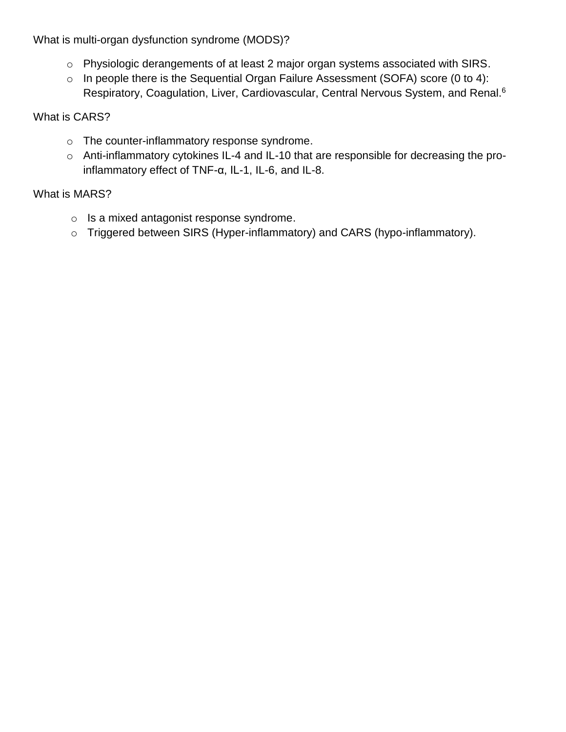What is multi-organ dysfunction syndrome (MODS)?

- Physiologic derangements of at least 2 major organ systems associated with SIRS.
- In people there is the Sequential Organ Failure Assessment (SOFA) score (0 to 4): Respiratory, Coagulation, Liver, Cardiovascular, Central Nervous System, and Renal.[6]

What is CARS?

- The counter-inflammatory response syndrome.
- Anti-inflammatory cytokines IL-4 and IL-10 that are responsible for decreasing the pro-inflammatory effect of TNF-α, IL-1, IL-6, and IL-8.

What is MARS?

- Is a mixed antagonist response syndrome.
- Triggered between SIRS (Hyper-inflammatory) and CARS (hypo-inflammatory).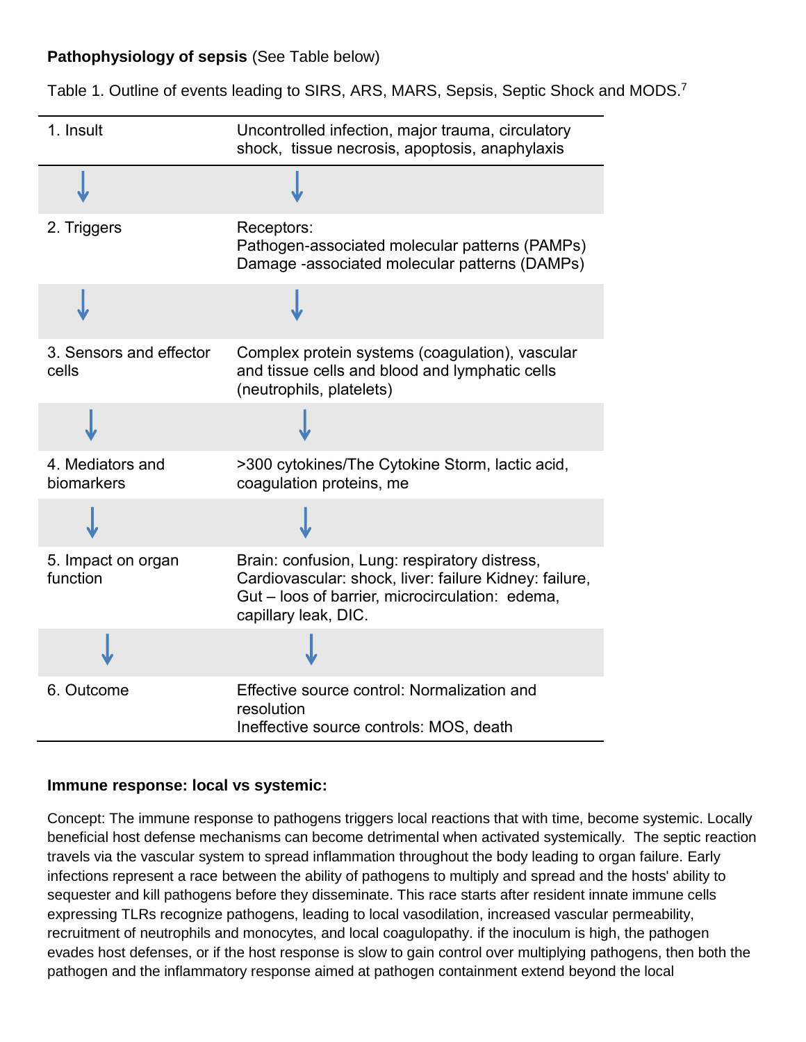**Pathophysiology of sepsis** (See Table below)

Table 1. Outline of events leading to SIRS, ARS, MARS, Sepsis, Septic Shock and MODS.[7]

| | |
|---|---|
| 1. Insult | Uncontrolled infection, major trauma, circulatory shock, tissue necrosis, apoptosis, anaphylaxis |
| ↓ | ↓ |
| 2. Triggers | Receptors:<br>Pathogen-associated molecular patterns (PAMPs)<br>Damage -associated molecular patterns (DAMPs) |
| ↓ | ↓ |
| 3. Sensors and effector cells | Complex protein systems (coagulation), vascular and tissue cells and blood and lymphatic cells (neutrophils, platelets) |
| ↓ | ↓ |
| 4. Mediators and biomarkers | >300 cytokines/The Cytokine Storm, lactic acid, coagulation proteins, me |
| ↓ | ↓ |
| 5. Impact on organ function | Brain: confusion, Lung: respiratory distress, Cardiovascular: shock, liver: failure Kidney: failure, Gut – loos of barrier, microcirculation: edema, capillary leak, DIC. |
| ↓ | ↓ |
| 6. Outcome | Effective source control: Normalization and resolution<br>Ineffective source controls: MOS, death |

**Immune response: local vs systemic:**

Concept: The immune response to pathogens triggers local reactions that with time, become systemic. Locally beneficial host defense mechanisms can become detrimental when activated systemically. The septic reaction travels via the vascular system to spread inflammation throughout the body leading to organ failure. Early infections represent a race between the ability of pathogens to multiply and spread and the hosts' ability to sequester and kill pathogens before they disseminate. This race starts after resident innate immune cells expressing TLRs recognize pathogens, leading to local vasodilation, increased vascular permeability, recruitment of neutrophils and monocytes, and local coagulopathy. if the inoculum is high, the pathogen evades host defenses, or if the host response is slow to gain control over multiplying pathogens, then both the pathogen and the inflammatory response aimed at pathogen containment extend beyond the local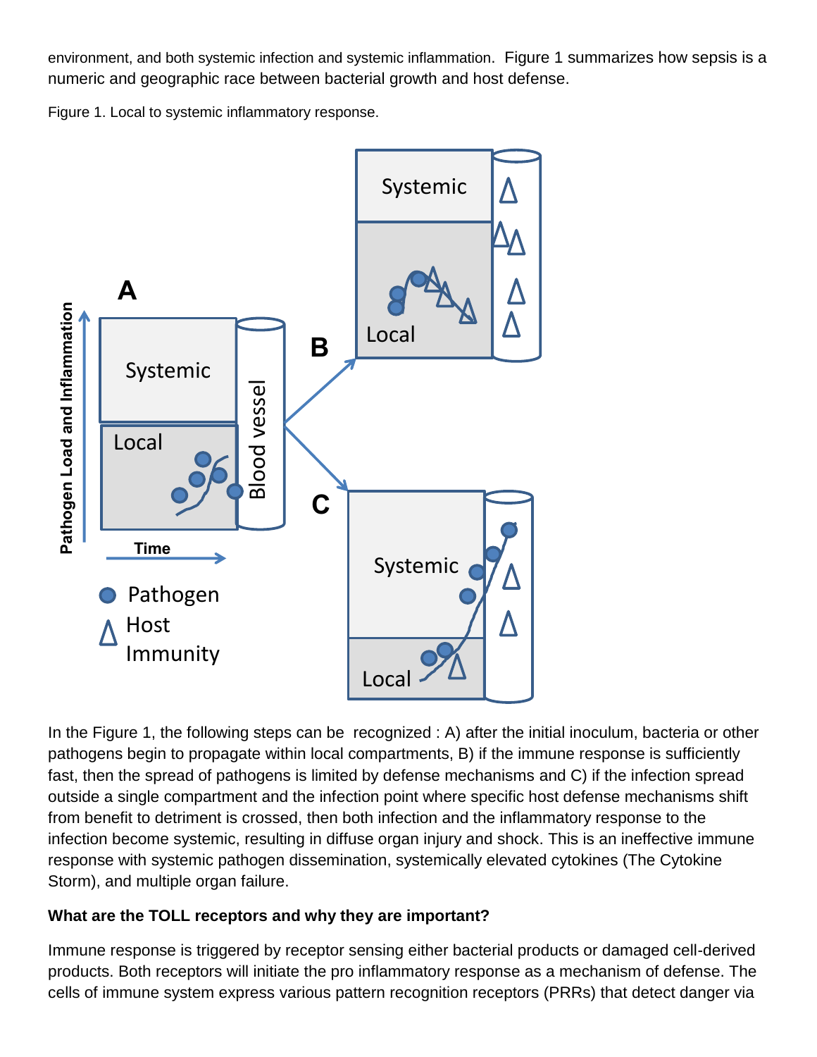environment, and both systemic infection and systemic inflammation. Figure 1 summarizes how sepsis is a numeric and geographic race between bacterial growth and host defense.

Figure 1. Local to systemic inflammatory response.

In the Figure 1, the following steps can be recognized : A) after the initial inoculum, bacteria or other pathogens begin to propagate within local compartments, B) if the immune response is sufficiently fast, then the spread of pathogens is limited by defense mechanisms and C) if the infection spread outside a single compartment and the infection point where specific host defense mechanisms shift from benefit to detriment is crossed, then both infection and the inflammatory response to the infection become systemic, resulting in diffuse organ injury and shock. This is an ineffective immune response with systemic pathogen dissemination, systemically elevated cytokines (The Cytokine Storm), and multiple organ failure.

**What are the TOLL receptors and why they are important?**

Immune response is triggered by receptor sensing either bacterial products or damaged cell-derived products. Both receptors will initiate the pro inflammatory response as a mechanism of defense. The cells of immune system express various pattern recognition receptors (PRRs) that detect danger via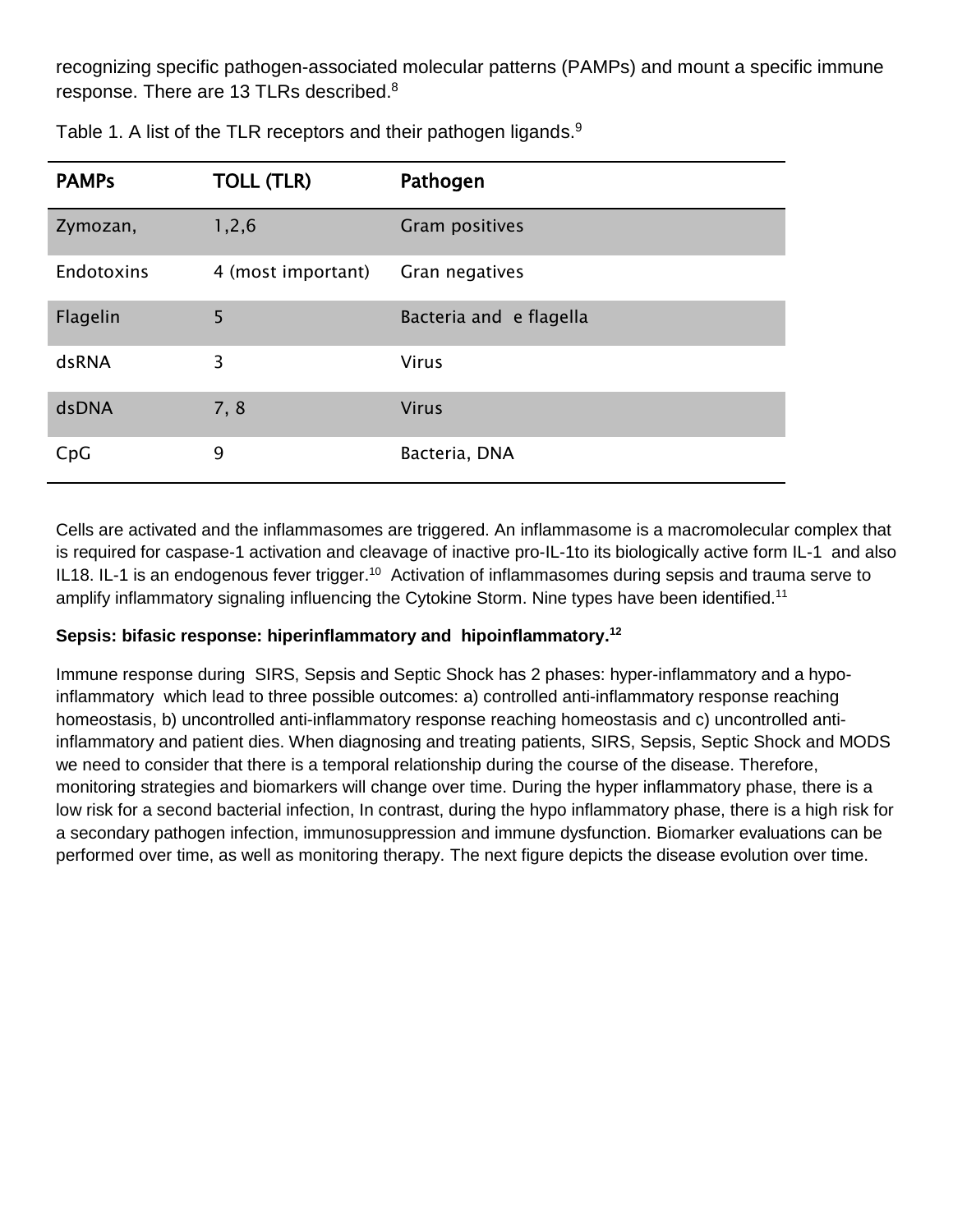recognizing specific pathogen-associated molecular patterns (PAMPs) and mount a specific immune response. There are 13 TLRs described.[8]

Table 1. A list of the TLR receptors and their pathogen ligands.[9]

| PAMPs | TOLL (TLR) | Pathogen |
| --- | --- | --- |
| Zymozan, | 1,2,6 | Gram positives |
| Endotoxins | 4 (most important) | Gran negatives |
| Flagelin | 5 | Bacteria and e flagella |
| dsRNA | 3 | Virus |
| dsDNA | 7, 8 | Virus |
| CpG | 9 | Bacteria, DNA |

Cells are activated and the inflammasomes are triggered. An inflammasome is a macromolecular complex that is required for caspase-1 activation and cleavage of inactive pro-IL-1to its biologically active form IL-1 and also IL18. IL-1 is an endogenous fever trigger.[10] Activation of inflammasomes during sepsis and trauma serve to amplify inflammatory signaling influencing the Cytokine Storm. Nine types have been identified.[11]

**Sepsis: bifasic response: hiperinflammatory and hipoinflammatory.[12]**

Immune response during SIRS, Sepsis and Septic Shock has 2 phases: hyper-inflammatory and a hypo-inflammatory which lead to three possible outcomes: a) controlled anti-inflammatory response reaching homeostasis, b) uncontrolled anti-inflammatory response reaching homeostasis and c) uncontrolled anti-inflammatory and patient dies. When diagnosing and treating patients, SIRS, Sepsis, Septic Shock and MODS we need to consider that there is a temporal relationship during the course of the disease. Therefore, monitoring strategies and biomarkers will change over time. During the hyper inflammatory phase, there is a low risk for a second bacterial infection, In contrast, during the hypo inflammatory phase, there is a high risk for a secondary pathogen infection, immunosuppression and immune dysfunction. Biomarker evaluations can be performed over time, as well as monitoring therapy. The next figure depicts the disease evolution over time.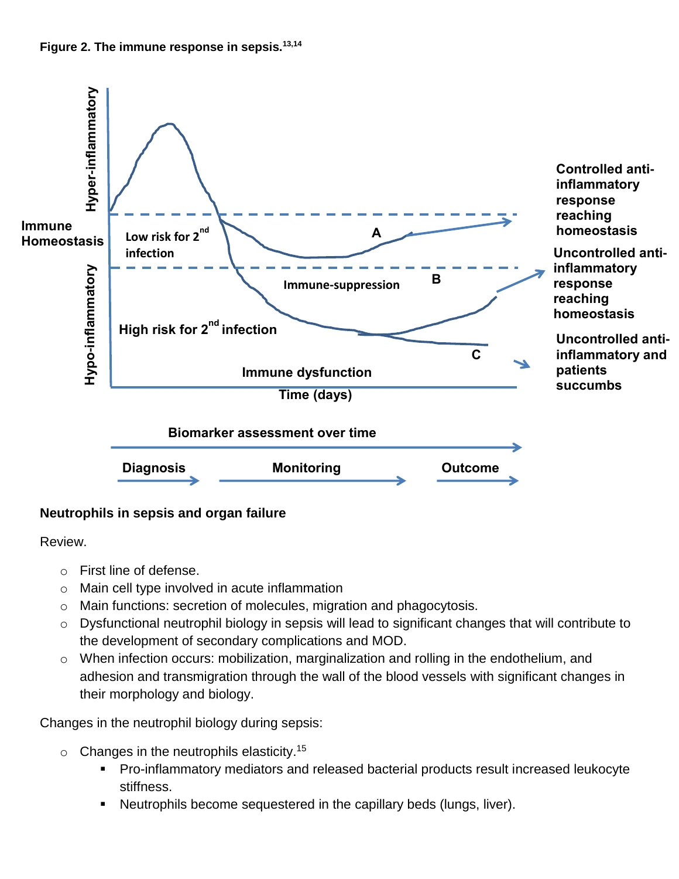**Figure 2. The immune response in sepsis.**[13,14]

Hyper-inflammatory

Immune Homeostasis

Hypo-inflammatory

Low risk for 2nd infection

A

Controlled anti-inflammatory response reaching homeostasis

Immune-suppression

B

Uncontrolled anti-inflammatory response reaching homeostasis

High risk for 2nd infection

C

Uncontrolled anti-inflammatory and patients succumbs

Immune dysfunction

Time (days)

Biomarker assessment over time

Diagnosis → Monitoring → Outcome

**Neutrophils in sepsis and organ failure**

Review.

- First line of defense.
- Main cell type involved in acute inflammation
- Main functions: secretion of molecules, migration and phagocytosis.
- Dysfunctional neutrophil biology in sepsis will lead to significant changes that will contribute to the development of secondary complications and MOD.
- When infection occurs: mobilization, marginalization and rolling in the endothelium, and adhesion and transmigration through the wall of the blood vessels with significant changes in their morphology and biology.

Changes in the neutrophil biology during sepsis:

- Changes in the neutrophils elasticity.[15]
  - Pro-inflammatory mediators and released bacterial products result increased leukocyte stiffness.
  - Neutrophils become sequestered in the capillary beds (lungs, liver).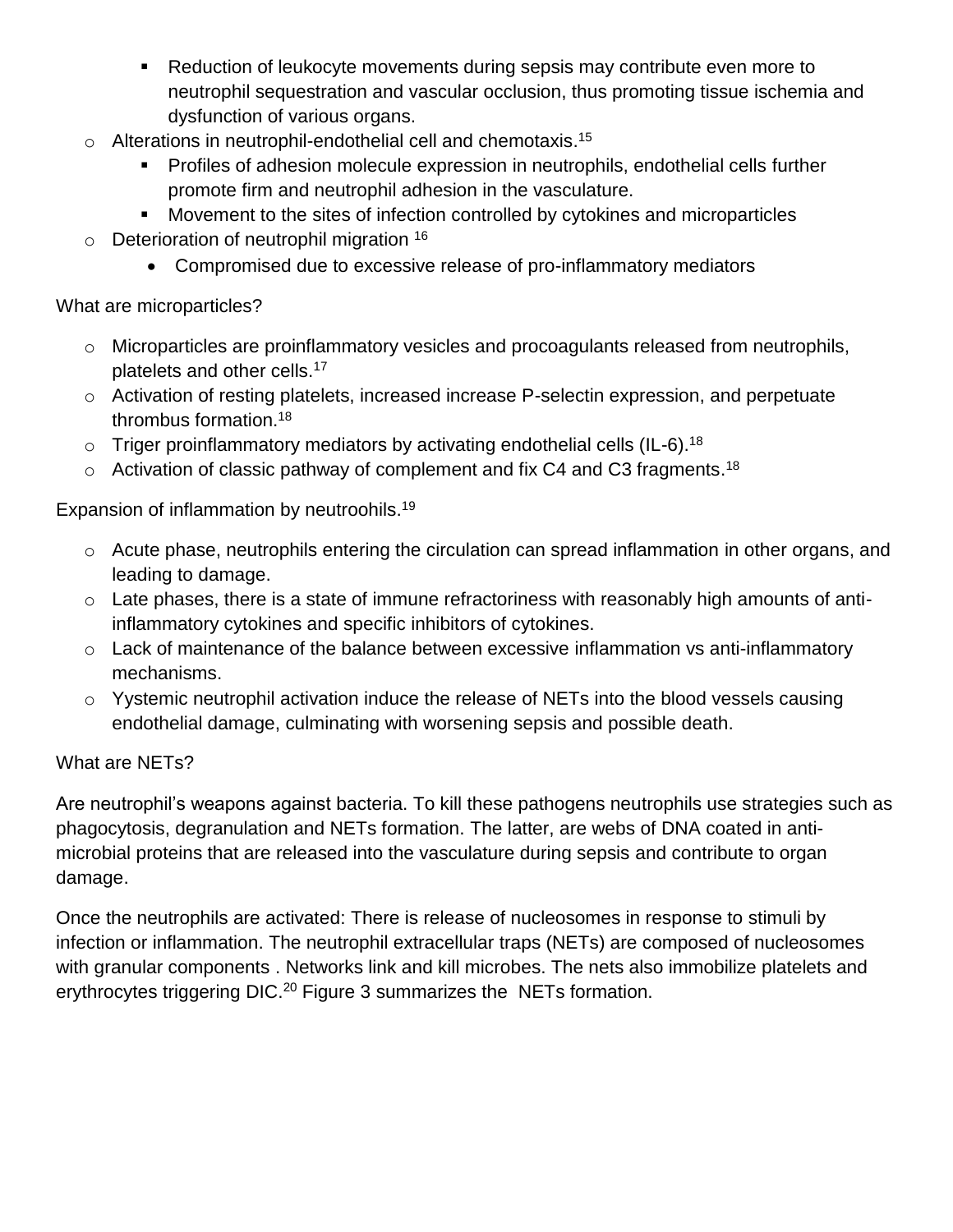- Reduction of leukocyte movements during sepsis may contribute even more to neutrophil sequestration and vascular occlusion, thus promoting tissue ischemia and dysfunction of various organs.
- Alterations in neutrophil-endothelial cell and chemotaxis.[15]
    - Profiles of adhesion molecule expression in neutrophils, endothelial cells further promote firm and neutrophil adhesion in the vasculature.
    - Movement to the sites of infection controlled by cytokines and microparticles
- Deterioration of neutrophil migration [16]
    - Compromised due to excessive release of pro-inflammatory mediators

What are microparticles?

- Microparticles are proinflammatory vesicles and procoagulants released from neutrophils, platelets and other cells.[17]
- Activation of resting platelets, increased increase P-selectin expression, and perpetuate thrombus formation.[18]
- Triger proinflammatory mediators by activating endothelial cells (IL-6).[18]
- Activation of classic pathway of complement and fix C4 and C3 fragments.[18]

Expansion of inflammation by neutroohils.[19]

- Acute phase, neutrophils entering the circulation can spread inflammation in other organs, and leading to damage.
- Late phases, there is a state of immune refractoriness with reasonably high amounts of anti-inflammatory cytokines and specific inhibitors of cytokines.
- Lack of maintenance of the balance between excessive inflammation vs anti-inflammatory mechanisms.
- Yystemic neutrophil activation induce the release of NETs into the blood vessels causing endothelial damage, culminating with worsening sepsis and possible death.

What are NETs?

Are neutrophil's weapons against bacteria. To kill these pathogens neutrophils use strategies such as phagocytosis, degranulation and NETs formation. The latter, are webs of DNA coated in anti-microbial proteins that are released into the vasculature during sepsis and contribute to organ damage.

Once the neutrophils are activated: There is release of nucleosomes in response to stimuli by infection or inflammation. The neutrophil extracellular traps (NETs) are composed of nucleosomes with granular components . Networks link and kill microbes. The nets also immobilize platelets and erythrocytes triggering DIC.[20] Figure 3 summarizes the NETs formation.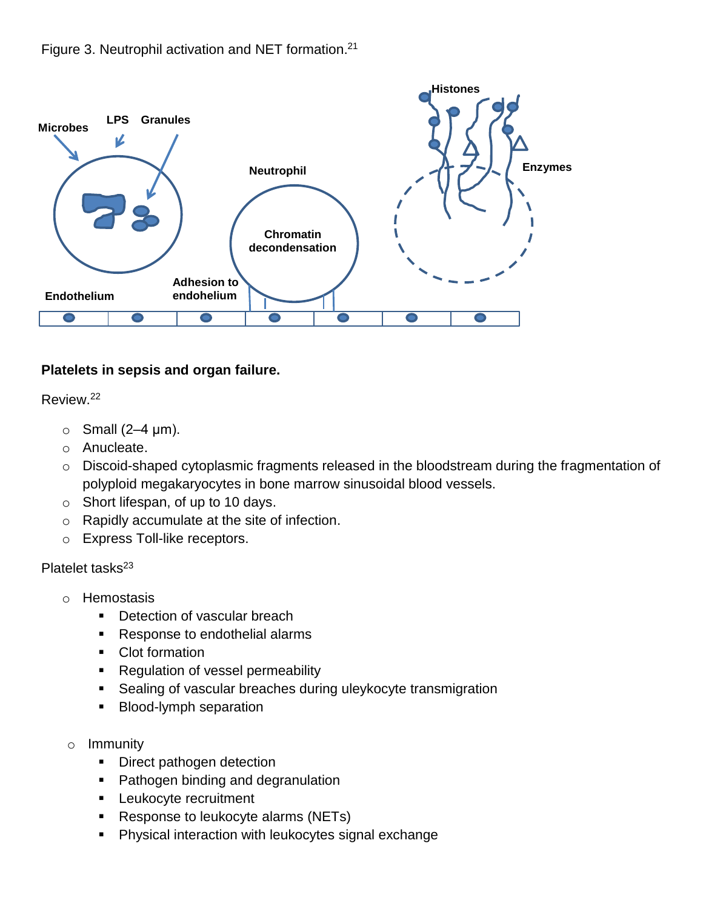Figure 3. Neutrophil activation and NET formation.[21]

**Platelets in sepsis and organ failure.**

Review.[22]

- Small (2–4 µm).
- Anucleate.
- Discoid-shaped cytoplasmic fragments released in the bloodstream during the fragmentation of polyploid megakaryocytes in bone marrow sinusoidal blood vessels.
- Short lifespan, of up to 10 days.
- Rapidly accumulate at the site of infection.
- Express Toll-like receptors.

Platelet tasks[23]

- Hemostasis
  - Detection of vascular breach
  - Response to endothelial alarms
  - Clot formation
  - Regulation of vessel permeability
  - Sealing of vascular breaches during uleykocyte transmigration
  - Blood-lymph separation
- Immunity
  - Direct pathogen detection
  - Pathogen binding and degranulation
  - Leukocyte recruitment
  - Response to leukocyte alarms (NETs)
  - Physical interaction with leukocytes signal exchange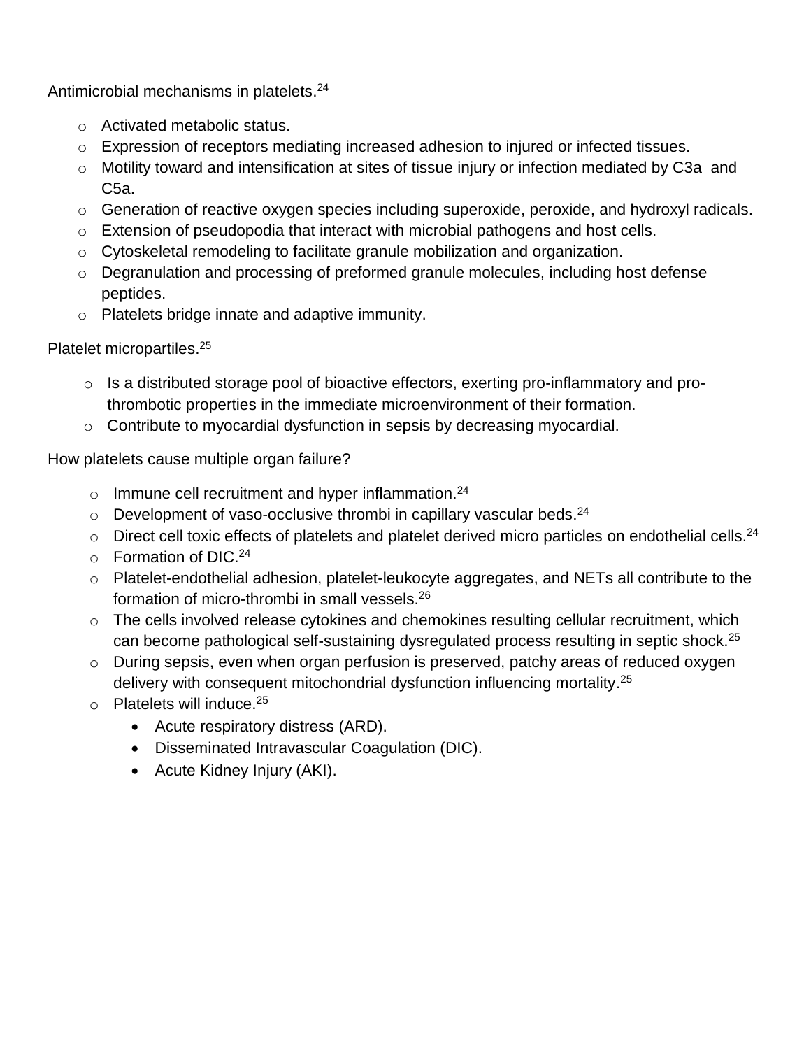Antimicrobial mechanisms in platelets.[24]

- Activated metabolic status.
- Expression of receptors mediating increased adhesion to injured or infected tissues.
- Motility toward and intensification at sites of tissue injury or infection mediated by C3a and C5a.
- Generation of reactive oxygen species including superoxide, peroxide, and hydroxyl radicals.
- Extension of pseudopodia that interact with microbial pathogens and host cells.
- Cytoskeletal remodeling to facilitate granule mobilization and organization.
- Degranulation and processing of preformed granule molecules, including host defense peptides.
- Platelets bridge innate and adaptive immunity.

Platelet micropartiles.[25]

- Is a distributed storage pool of bioactive effectors, exerting pro-inflammatory and pro-thrombotic properties in the immediate microenvironment of their formation.
- Contribute to myocardial dysfunction in sepsis by decreasing myocardial.

How platelets cause multiple organ failure?

- Immune cell recruitment and hyper inflammation.[24]
- Development of vaso-occlusive thrombi in capillary vascular beds.[24]
- Direct cell toxic effects of platelets and platelet derived micro particles on endothelial cells.[24]
- Formation of DIC.[24]
- Platelet-endothelial adhesion, platelet-leukocyte aggregates, and NETs all contribute to the formation of micro-thrombi in small vessels.[26]
- The cells involved release cytokines and chemokines resulting cellular recruitment, which can become pathological self-sustaining dysregulated process resulting in septic shock.[25]
- During sepsis, even when organ perfusion is preserved, patchy areas of reduced oxygen delivery with consequent mitochondrial dysfunction influencing mortality.[25]
- Platelets will induce.[25]
  - Acute respiratory distress (ARD).
  - Disseminated Intravascular Coagulation (DIC).
  - Acute Kidney Injury (AKI).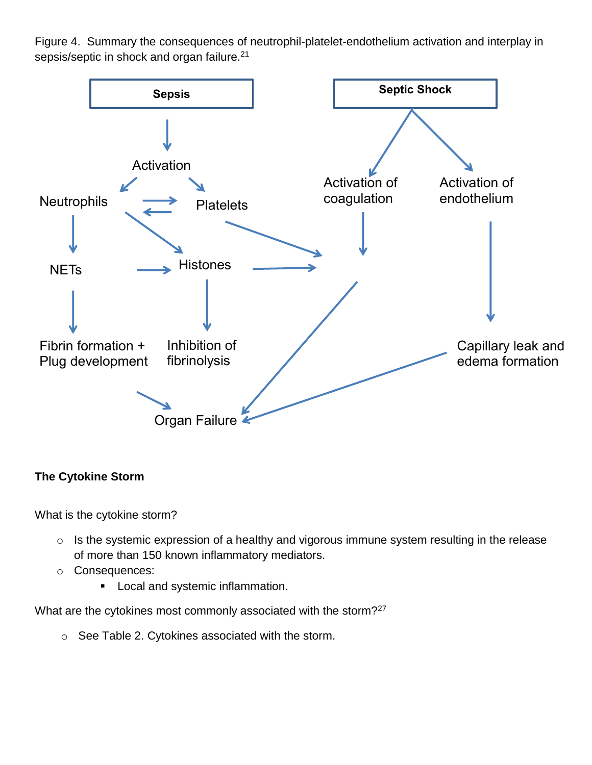Figure 4. Summary the consequences of neutrophil-platelet-endothelium activation and interplay in sepsis/septic in shock and organ failure.[21]

**Sepsis**

Activation

Neutrophils

Platelets

NETs

Histones

Fibrin formation + Plug development

Inhibition of fibrinolysis

Organ Failure

**Septic Shock**

Activation of coagulation

Activation of endothelium

Capillary leak and edema formation

**The Cytokine Storm**

What is the cytokine storm?

- Is the systemic expression of a healthy and vigorous immune system resulting in the release of more than 150 known inflammatory mediators.
- Consequences:
  - Local and systemic inflammation.

What are the cytokines most commonly associated with the storm?[27]

- See Table 2. Cytokines associated with the storm.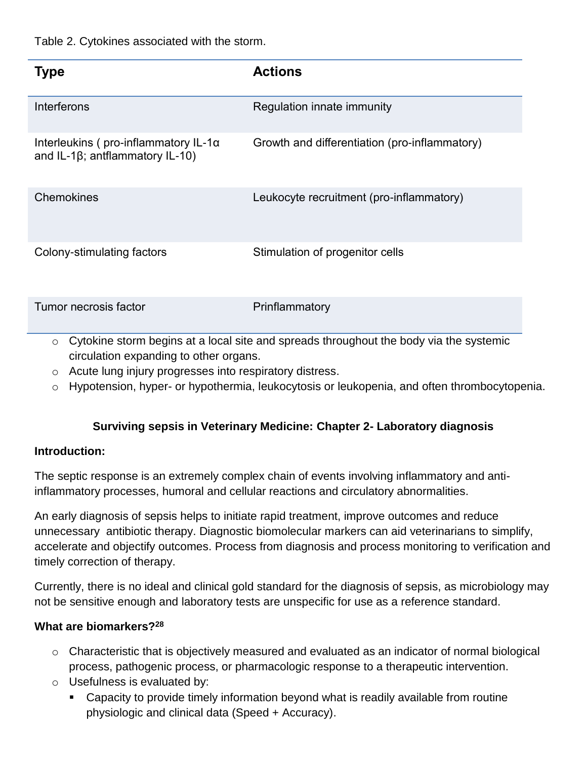Table 2. Cytokines associated with the storm.

| Type | Actions |
|---|---|
| Interferons | Regulation innate immunity |
| Interleukins ( pro-inflammatory IL-1α and IL-1β; antflammatory IL-10) | Growth and differentiation (pro-inflammatory) |
| Chemokines | Leukocyte recruitment (pro-inflammatory) |
| Colony-stimulating factors | Stimulation of progenitor cells |
| Tumor necrosis factor | Prinflammatory |

- Cytokine storm begins at a local site and spreads throughout the body via the systemic circulation expanding to other organs.
- Acute lung injury progresses into respiratory distress.
- Hypotension, hyper- or hypothermia, leukocytosis or leukopenia, and often thrombocytopenia.

## Surviving sepsis in Veterinary Medicine: Chapter 2- Laboratory diagnosis

**Introduction:**

The septic response is an extremely complex chain of events involving inflammatory and anti-inflammatory processes, humoral and cellular reactions and circulatory abnormalities.

An early diagnosis of sepsis helps to initiate rapid treatment, improve outcomes and reduce unnecessary antibiotic therapy. Diagnostic biomolecular markers can aid veterinarians to simplify, accelerate and objectify outcomes. Process from diagnosis and process monitoring to verification and timely correction of therapy.

Currently, there is no ideal and clinical gold standard for the diagnosis of sepsis, as microbiology may not be sensitive enough and laboratory tests are unspecific for use as a reference standard.

**What are biomarkers?[28]**

- Characteristic that is objectively measured and evaluated as an indicator of normal biological process, pathogenic process, or pharmacologic response to a therapeutic intervention.
- Usefulness is evaluated by:
  - Capacity to provide timely information beyond what is readily available from routine physiologic and clinical data (Speed + Accuracy).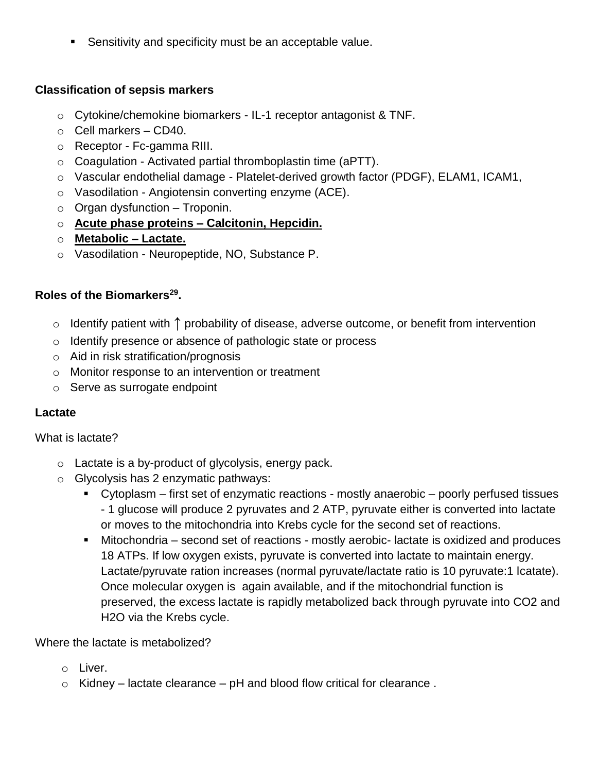- Sensitivity and specificity must be an acceptable value.

**Classification of sepsis markers**

- Cytokine/chemokine biomarkers - IL-1 receptor antagonist & TNF.
- Cell markers – CD40.
- Receptor - Fc-gamma RIII.
- Coagulation - Activated partial thromboplastin time (aPTT).
- Vascular endothelial damage - Platelet-derived growth factor (PDGF), ELAM1, ICAM1,
- Vasodilation - Angiotensin converting enzyme (ACE).
- Organ dysfunction – Troponin.
- **Acute phase proteins – Calcitonin, Hepcidin.**
- **Metabolic – Lactate.**
- Vasodilation - Neuropeptide, NO, Substance P.

**Roles of the Biomarkers[29].**

- Identify patient with ↑ probability of disease, adverse outcome, or benefit from intervention
- Identify presence or absence of pathologic state or process
- Aid in risk stratification/prognosis
- Monitor response to an intervention or treatment
- Serve as surrogate endpoint

**Lactate**

What is lactate?

- Lactate is a by-product of glycolysis, energy pack.
- Glycolysis has 2 enzymatic pathways:
  - Cytoplasm – first set of enzymatic reactions - mostly anaerobic – poorly perfused tissues - 1 glucose will produce 2 pyruvates and 2 ATP, pyruvate either is converted into lactate or moves to the mitochondria into Krebs cycle for the second set of reactions.
  - Mitochondria – second set of reactions - mostly aerobic- lactate is oxidized and produces 18 ATPs. If low oxygen exists, pyruvate is converted into lactate to maintain energy. Lactate/pyruvate ration increases (normal pyruvate/lactate ratio is 10 pyruvate:1 lcatate). Once molecular oxygen is again available, and if the mitochondrial function is preserved, the excess lactate is rapidly metabolized back through pyruvate into $CO_2$ and $H_2O$ via the Krebs cycle.

Where the lactate is metabolized?

- Liver.
- Kidney – lactate clearance – pH and blood flow critical for clearance .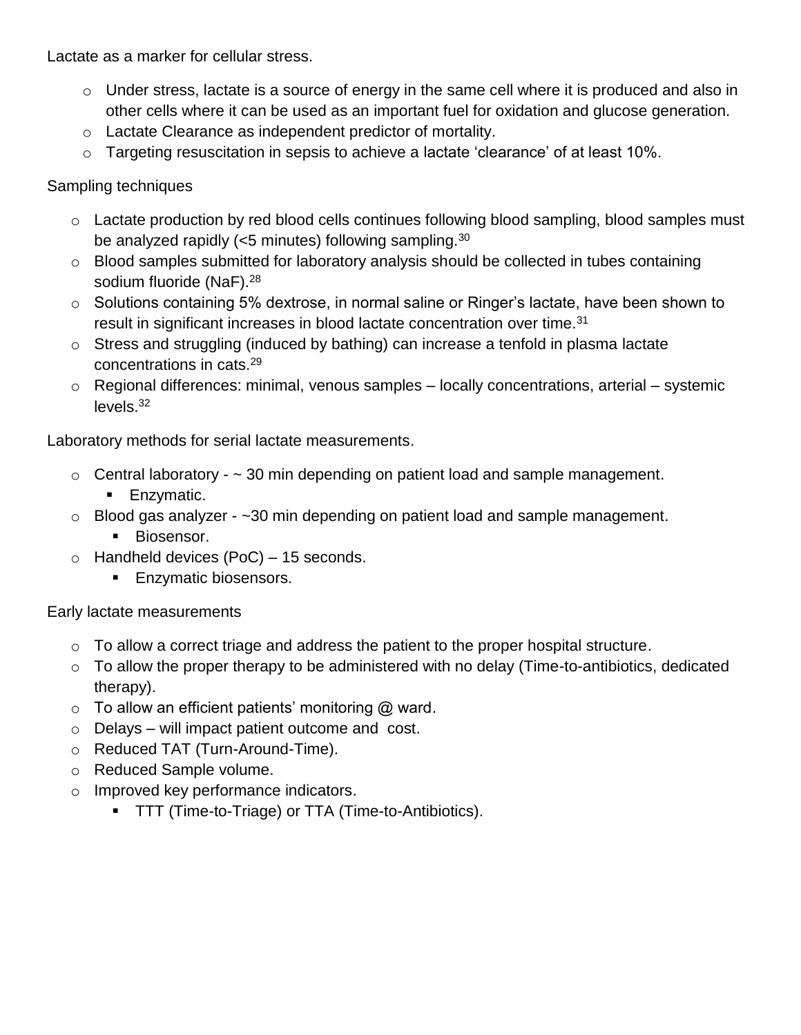Lactate as a marker for cellular stress.

- Under stress, lactate is a source of energy in the same cell where it is produced and also in other cells where it can be used as an important fuel for oxidation and glucose generation.
- Lactate Clearance as independent predictor of mortality.
- Targeting resuscitation in sepsis to achieve a lactate 'clearance' of at least 10%.

Sampling techniques

- Lactate production by red blood cells continues following blood sampling, blood samples must be analyzed rapidly (<5 minutes) following sampling.[30]
- Blood samples submitted for laboratory analysis should be collected in tubes containing sodium fluoride (NaF).[28]
- Solutions containing 5% dextrose, in normal saline or Ringer's lactate, have been shown to result in significant increases in blood lactate concentration over time.[31]
- Stress and struggling (induced by bathing) can increase a tenfold in plasma lactate concentrations in cats.[29]
- Regional differences: minimal, venous samples – locally concentrations, arterial – systemic levels.[32]

Laboratory methods for serial lactate measurements.

- Central laboratory - ~ 30 min depending on patient load and sample management.
  - Enzymatic.
- Blood gas analyzer - ~30 min depending on patient load and sample management.
  - Biosensor.
- Handheld devices (PoC) – 15 seconds.
  - Enzymatic biosensors.

Early lactate measurements

- To allow a correct triage and address the patient to the proper hospital structure.
- To allow the proper therapy to be administered with no delay (Time-to-antibiotics, dedicated therapy).
- To allow an efficient patients' monitoring @ ward.
- Delays – will impact patient outcome and cost.
- Reduced TAT (Turn-Around-Time).
- Reduced Sample volume.
- Improved key performance indicators.
  - TTT (Time-to-Triage) or TTA (Time-to-Antibiotics).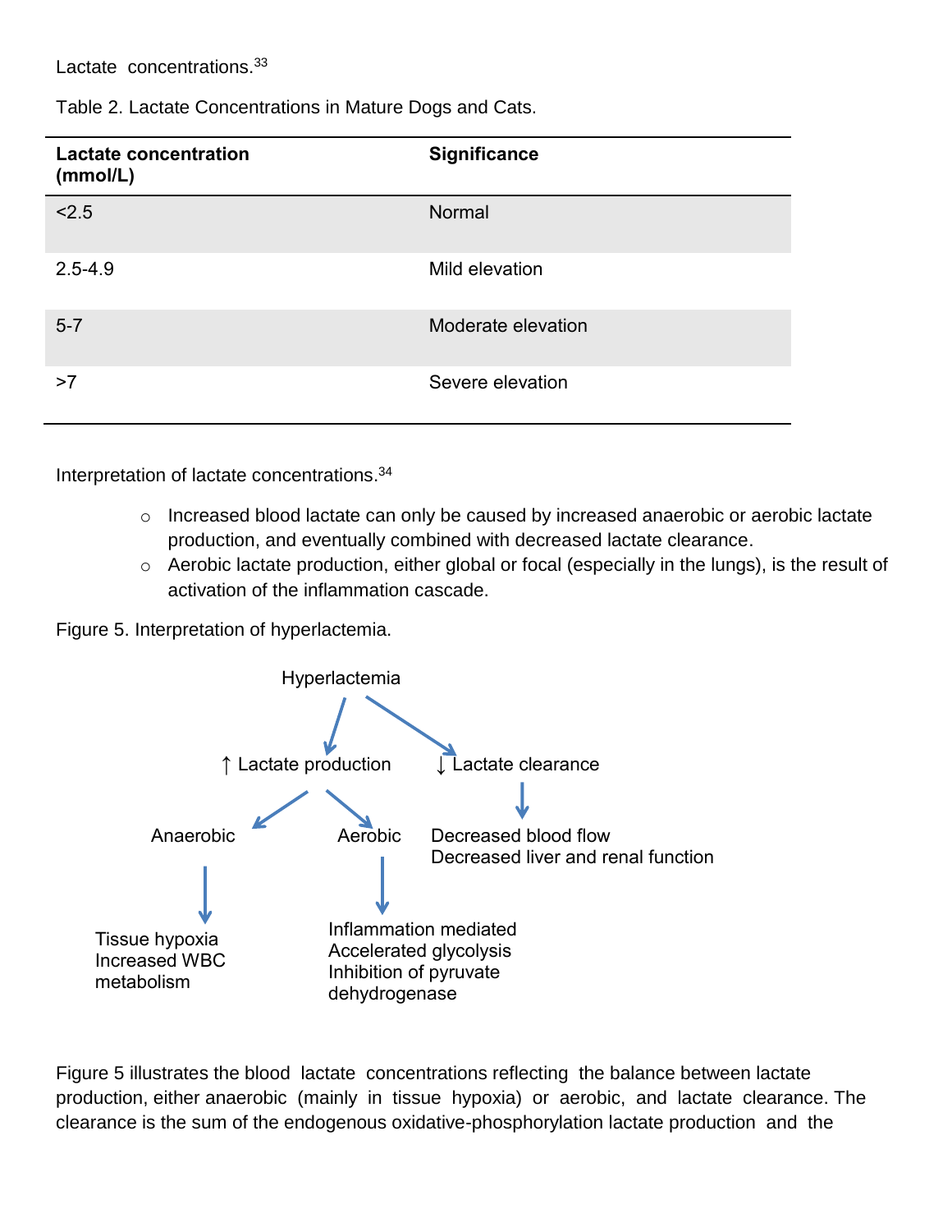Lactate concentrations.[33]

Table 2. Lactate Concentrations in Mature Dogs and Cats.

| Lactate concentration (mmol/L) | Significance |
|---|---|
| <2.5 | Normal |
| 2.5-4.9 | Mild elevation |
| 5-7 | Moderate elevation |
| >7 | Severe elevation |

Interpretation of lactate concentrations.[34]

- Increased blood lactate can only be caused by increased anaerobic or aerobic lactate production, and eventually combined with decreased lactate clearance.
- Aerobic lactate production, either global or focal (especially in the lungs), is the result of activation of the inflammation cascade.

Figure 5. Interpretation of hyperlactemia.

Hyperlactemia
- ↑ Lactate production
  - Anaerobic
    - Tissue hypoxia
    - Increased WBC metabolism
  - Aerobic
    - Inflammation mediated
    - Accelerated glycolysis
    - Inhibition of pyruvate dehydrogenase
- ↓ Lactate clearance
  - Decreased blood flow
  - Decreased liver and renal function

Figure 5 illustrates the blood lactate concentrations reflecting the balance between lactate production, either anaerobic (mainly in tissue hypoxia) or aerobic, and lactate clearance. The clearance is the sum of the endogenous oxidative-phosphorylation lactate production and the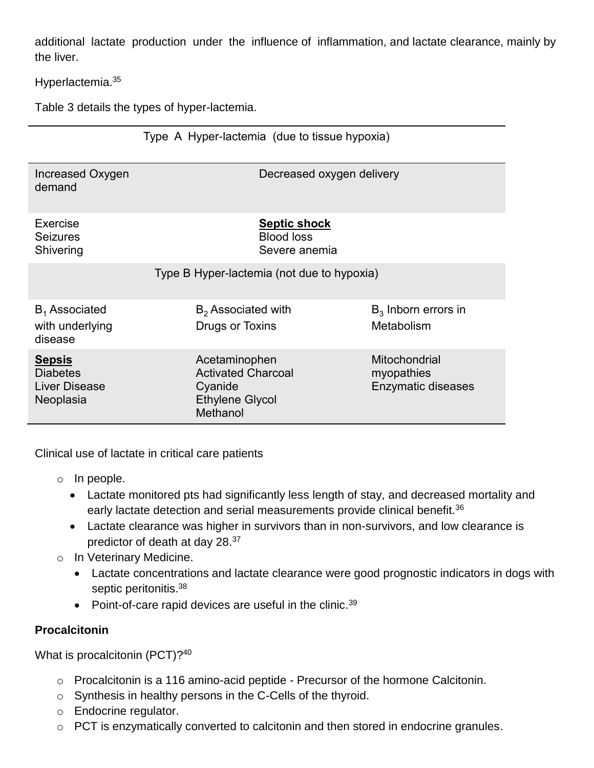additional lactate production under the influence of inflammation, and lactate clearance, mainly by the liver.

Hyperlactemia.[35]

Table 3 details the types of hyper-lactemia.

| Type A Hyper-lactemia (due to tissue hypoxia) | | |
|---|---|---|
| Increased Oxygen demand | Decreased oxygen delivery | |
| Exercise<br>Seizures<br>Shivering | **Septic shock**<br>Blood loss<br>Severe anemia | |
| Type B Hyper-lactemia (not due to hypoxia) | | |
| $B_1$ Associated with underlying disease | $B_2$ Associated with Drugs or Toxins | $B_3$ Inborn errors in Metabolism |
| **Sepsis**<br>Diabetes<br>Liver Disease<br>Neoplasia | Acetaminophen<br>Activated Charcoal<br>Cyanide<br>Ethylene Glycol<br>Methanol | Mitochondrial myopathies<br>Enzymatic diseases |

Clinical use of lactate in critical care patients

- In people.
  - Lactate monitored pts had significantly less length of stay, and decreased mortality and early lactate detection and serial measurements provide clinical benefit.[36]
  - Lactate clearance was higher in survivors than in non-survivors, and low clearance is predictor of death at day 28.[37]
- In Veterinary Medicine.
  - Lactate concentrations and lactate clearance were good prognostic indicators in dogs with septic peritonitis.[38]
  - Point-of-care rapid devices are useful in the clinic.[39]

**Procalcitonin**

What is procalcitonin (PCT)?[40]

- Procalcitonin is a 116 amino-acid peptide - Precursor of the hormone Calcitonin.
- Synthesis in healthy persons in the C-Cells of the thyroid.
- Endocrine regulator.
- PCT is enzymatically converted to calcitonin and then stored in endocrine granules.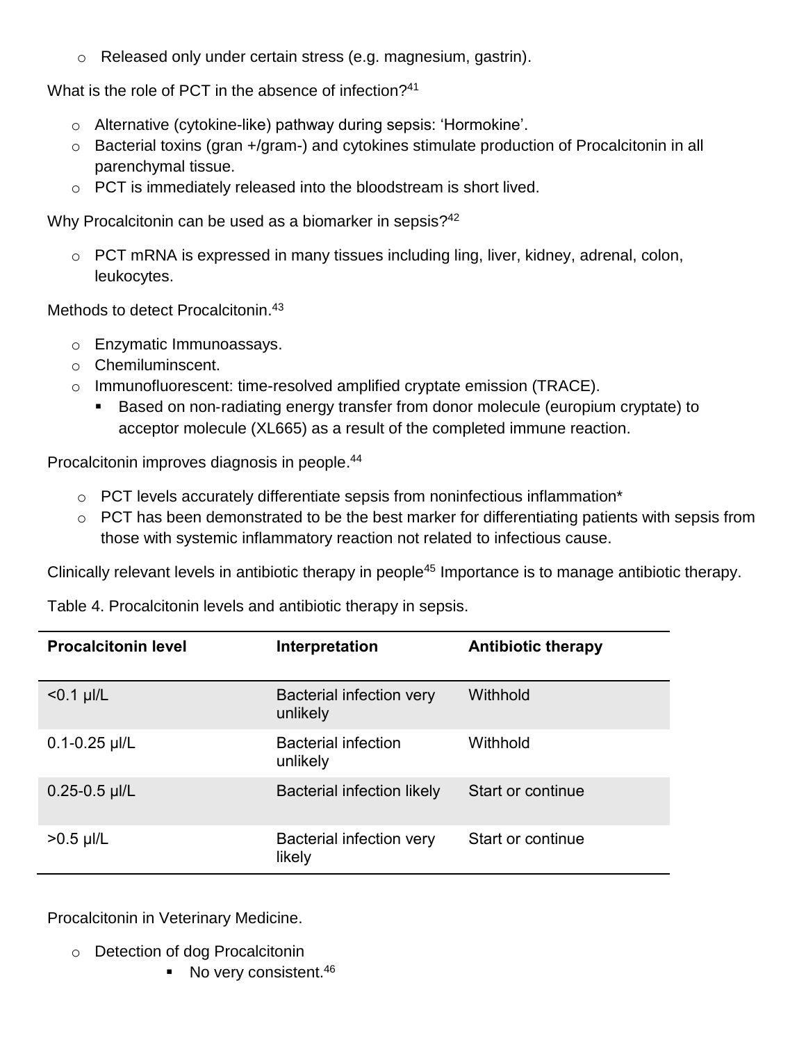- Released only under certain stress (e.g. magnesium, gastrin).

What is the role of PCT in the absence of infection?[41]

- Alternative (cytokine-like) pathway during sepsis: 'Hormokine'.
- Bacterial toxins (gran +/gram-) and cytokines stimulate production of Procalcitonin in all parenchymal tissue.
- PCT is immediately released into the bloodstream is short lived.

Why Procalcitonin can be used as a biomarker in sepsis?[42]

- PCT mRNA is expressed in many tissues including ling, liver, kidney, adrenal, colon, leukocytes.

Methods to detect Procalcitonin.[43]

- Enzymatic Immunoassays.
- Chemiluminscent.
- Immunofluorescent: time-resolved amplified cryptate emission (TRACE).
  - Based on non-radiating energy transfer from donor molecule (europium cryptate) to acceptor molecule (XL665) as a result of the completed immune reaction.

Procalcitonin improves diagnosis in people.[44]

- PCT levels accurately differentiate sepsis from noninfectious inflammation*
- PCT has been demonstrated to be the best marker for differentiating patients with sepsis from those with systemic inflammatory reaction not related to infectious cause.

Clinically relevant levels in antibiotic therapy in people[45] Importance is to manage antibiotic therapy.

Table 4. Procalcitonin levels and antibiotic therapy in sepsis.

| **Procalcitonin level** | **Interpretation** | **Antibiotic therapy** |
|---|---|---|
| <0.1 µl/L | Bacterial infection very unlikely | Withhold |
| 0.1-0.25 µl/L | Bacterial infection unlikely | Withhold |
| 0.25-0.5 µl/L | Bacterial infection likely | Start or continue |
| >0.5 µl/L | Bacterial infection very likely | Start or continue |

Procalcitonin in Veterinary Medicine.

- Detection of dog Procalcitonin
  - No very consistent.[46]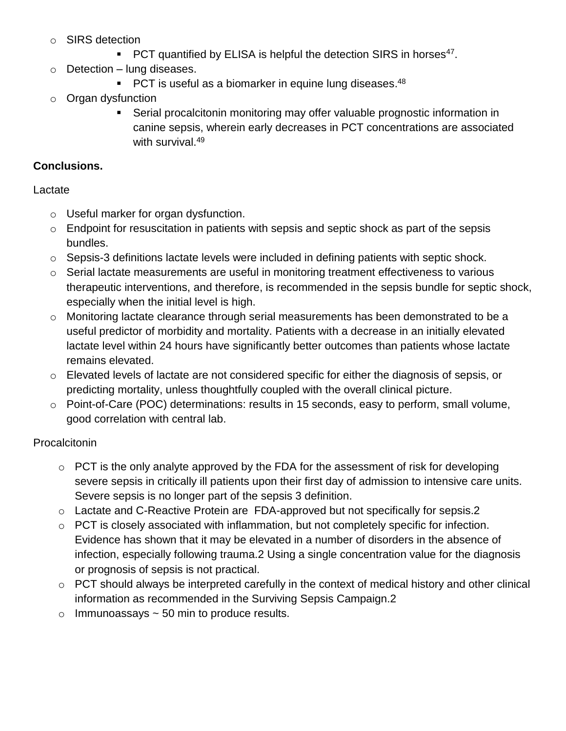- SIRS detection
    - PCT quantified by ELISA is helpful the detection SIRS in horses[47].
- Detection – lung diseases.
    - PCT is useful as a biomarker in equine lung diseases.[48]
- Organ dysfunction
    - Serial procalcitonin monitoring may offer valuable prognostic information in canine sepsis, wherein early decreases in PCT concentrations are associated with survival.[49]

**Conclusions.**

Lactate

- Useful marker for organ dysfunction.
- Endpoint for resuscitation in patients with sepsis and septic shock as part of the sepsis bundles.
- Sepsis-3 definitions lactate levels were included in defining patients with septic shock.
- Serial lactate measurements are useful in monitoring treatment effectiveness to various therapeutic interventions, and therefore, is recommended in the sepsis bundle for septic shock, especially when the initial level is high.
- Monitoring lactate clearance through serial measurements has been demonstrated to be a useful predictor of morbidity and mortality. Patients with a decrease in an initially elevated lactate level within 24 hours have significantly better outcomes than patients whose lactate remains elevated.
- Elevated levels of lactate are not considered specific for either the diagnosis of sepsis, or predicting mortality, unless thoughtfully coupled with the overall clinical picture.
- Point-of-Care (POC) determinations: results in 15 seconds, easy to perform, small volume, good correlation with central lab.

Procalcitonin

- PCT is the only analyte approved by the FDA for the assessment of risk for developing severe sepsis in critically ill patients upon their first day of admission to intensive care units. Severe sepsis is no longer part of the sepsis 3 definition.
- Lactate and C-Reactive Protein are FDA-approved but not specifically for sepsis.2
- PCT is closely associated with inflammation, but not completely specific for infection. Evidence has shown that it may be elevated in a number of disorders in the absence of infection, especially following trauma.2 Using a single concentration value for the diagnosis or prognosis of sepsis is not practical.
- PCT should always be interpreted carefully in the context of medical history and other clinical information as recommended in the Surviving Sepsis Campaign.2
- Immunoassays ~ 50 min to produce results.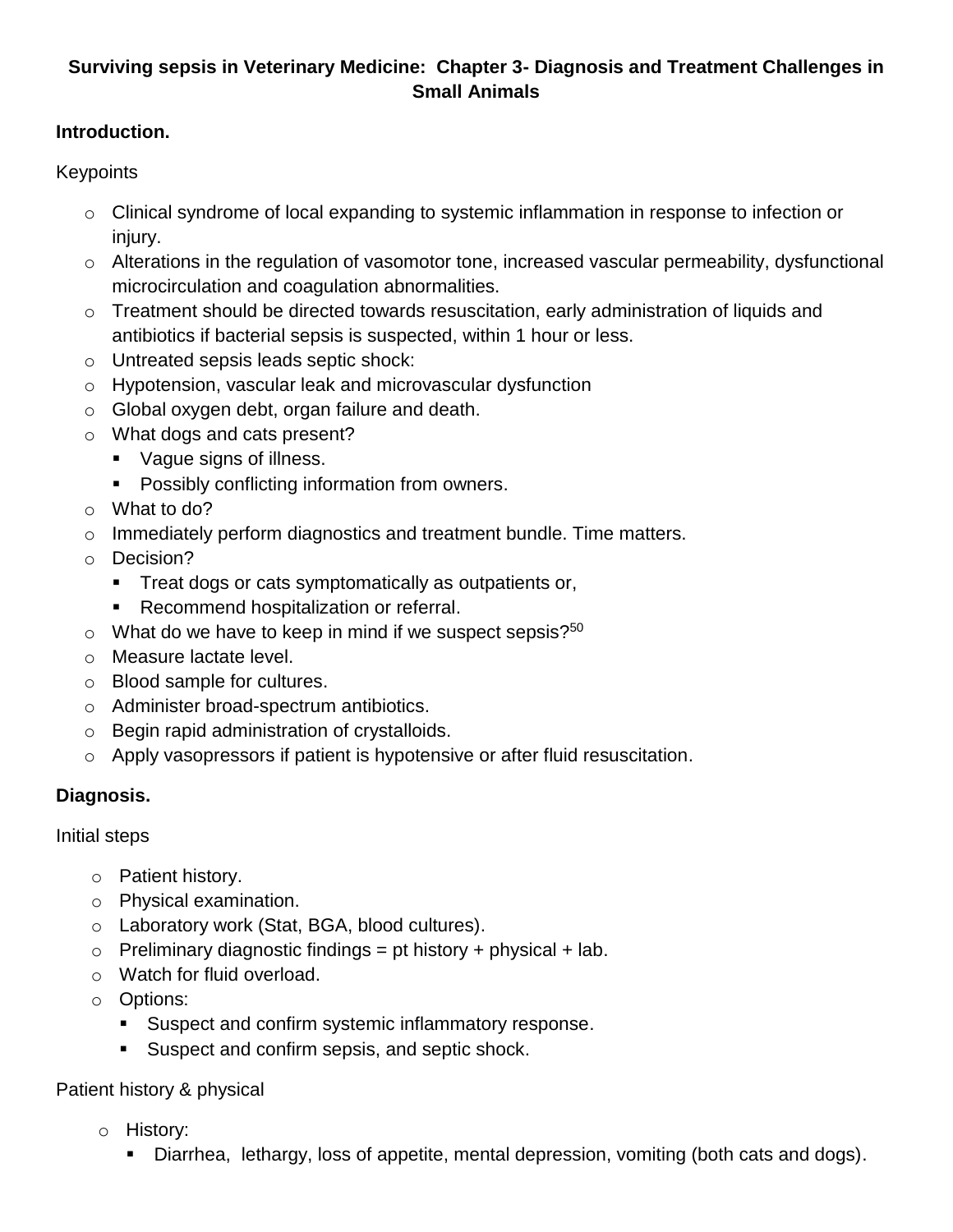**Surviving sepsis in Veterinary Medicine: Chapter 3- Diagnosis and Treatment Challenges in Small Animals**

**Introduction.**

Keypoints

- Clinical syndrome of local expanding to systemic inflammation in response to infection or injury.
- Alterations in the regulation of vasomotor tone, increased vascular permeability, dysfunctional microcirculation and coagulation abnormalities.
- Treatment should be directed towards resuscitation, early administration of liquids and antibiotics if bacterial sepsis is suspected, within 1 hour or less.
- Untreated sepsis leads septic shock:
- Hypotension, vascular leak and microvascular dysfunction
- Global oxygen debt, organ failure and death.
- What dogs and cats present?
  - Vague signs of illness.
  - Possibly conflicting information from owners.
- What to do?
- Immediately perform diagnostics and treatment bundle. Time matters.
- Decision?
  - Treat dogs or cats symptomatically as outpatients or,
  - Recommend hospitalization or referral.
- What do we have to keep in mind if we suspect sepsis?[50]
- Measure lactate level.
- Blood sample for cultures.
- Administer broad-spectrum antibiotics.
- Begin rapid administration of crystalloids.
- Apply vasopressors if patient is hypotensive or after fluid resuscitation.

**Diagnosis.**

Initial steps

- Patient history.
- Physical examination.
- Laboratory work (Stat, BGA, blood cultures).
- Preliminary diagnostic findings = pt history + physical + lab.
- Watch for fluid overload.
- Options:
  - Suspect and confirm systemic inflammatory response.
  - Suspect and confirm sepsis, and septic shock.

Patient history & physical

- History:
  - Diarrhea, lethargy, loss of appetite, mental depression, vomiting (both cats and dogs).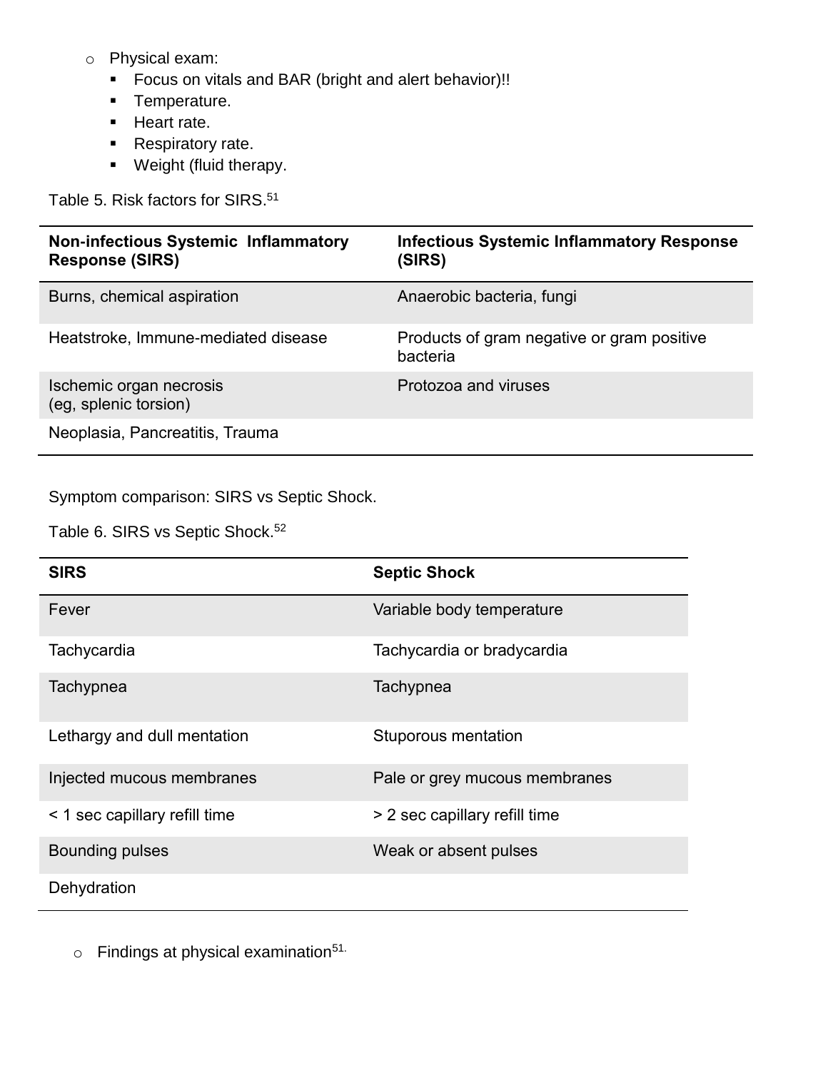- Physical exam:
  - Focus on vitals and BAR (bright and alert behavior)!!
  - Temperature.
  - Heart rate.
  - Respiratory rate.
  - Weight (fluid therapy.

Table 5. Risk factors for SIRS.[51]

| Non-infectious Systemic Inflammatory Response (SIRS) | Infectious Systemic Inflammatory Response (SIRS) |
|---|---|
| Burns, chemical aspiration | Anaerobic bacteria, fungi |
| Heatstroke, Immune-mediated disease | Products of gram negative or gram positive bacteria |
| Ischemic organ necrosis (eg, splenic torsion) | Protozoa and viruses |
| Neoplasia, Pancreatitis, Trauma | |

Symptom comparison: SIRS vs Septic Shock.

Table 6. SIRS vs Septic Shock.[52]

| SIRS | Septic Shock |
|---|---|
| Fever | Variable body temperature |
| Tachycardia | Tachycardia or bradycardia |
| Tachypnea | Tachypnea |
| Lethargy and dull mentation | Stuporous mentation |
| Injected mucous membranes | Pale or grey mucous membranes |
| < 1 sec capillary refill time | > 2 sec capillary refill time |
| Bounding pulses | Weak or absent pulses |
| Dehydration | |

- Findings at physical examination[51].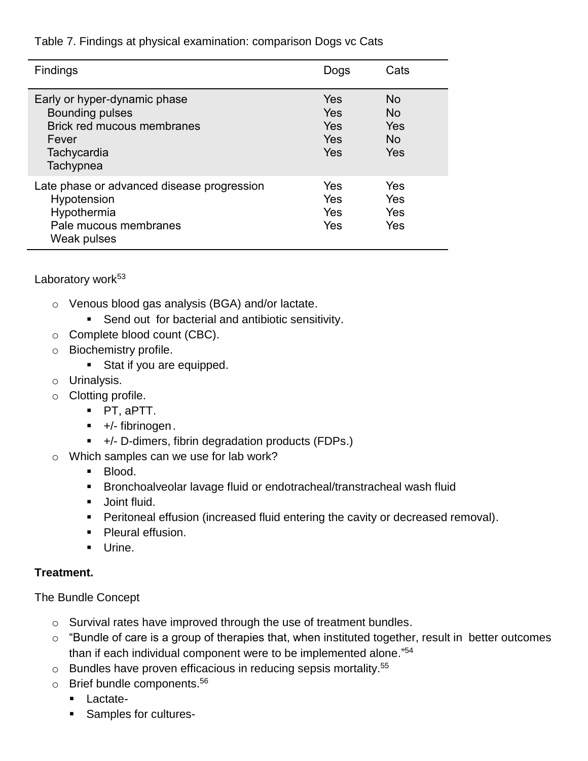Table 7. Findings at physical examination: comparison Dogs vc Cats

| Findings | Dogs | Cats |
|---|---|---|
| Early or hyper-dynamic phase | Yes | No |
| Bounding pulses | Yes | No |
| Brick red mucous membranes | Yes | Yes |
| Fever | Yes | No |
| Tachycardia | Yes | Yes |
| Tachypnea | | |
| Late phase or advanced disease progression | Yes | Yes |
| Hypotension | Yes | Yes |
| Hypothermia | Yes | Yes |
| Pale mucous membranes | Yes | Yes |
| Weak pulses | | |

Laboratory work[53]

- Venous blood gas analysis (BGA) and/or lactate.
  - Send out for bacterial and antibiotic sensitivity.
- Complete blood count (CBC).
- Biochemistry profile.
  - Stat if you are equipped.
- Urinalysis.
- Clotting profile.
  - PT, aPTT.
  - +/- fibrinogen.
  - +/- D-dimers, fibrin degradation products (FDPs.)
- Which samples can we use for lab work?
  - Blood.
  - Bronchoalveolar lavage fluid or endotracheal/transtracheal wash fluid
  - Joint fluid.
  - Peritoneal effusion (increased fluid entering the cavity or decreased removal).
  - Pleural effusion.
  - Urine.

**Treatment.**

The Bundle Concept

- Survival rates have improved through the use of treatment bundles.
- "Bundle of care is a group of therapies that, when instituted together, result in better outcomes than if each individual component were to be implemented alone."[54]
- Bundles have proven efficacious in reducing sepsis mortality.[55]
- Brief bundle components.[56]
  - Lactate-
  - Samples for cultures-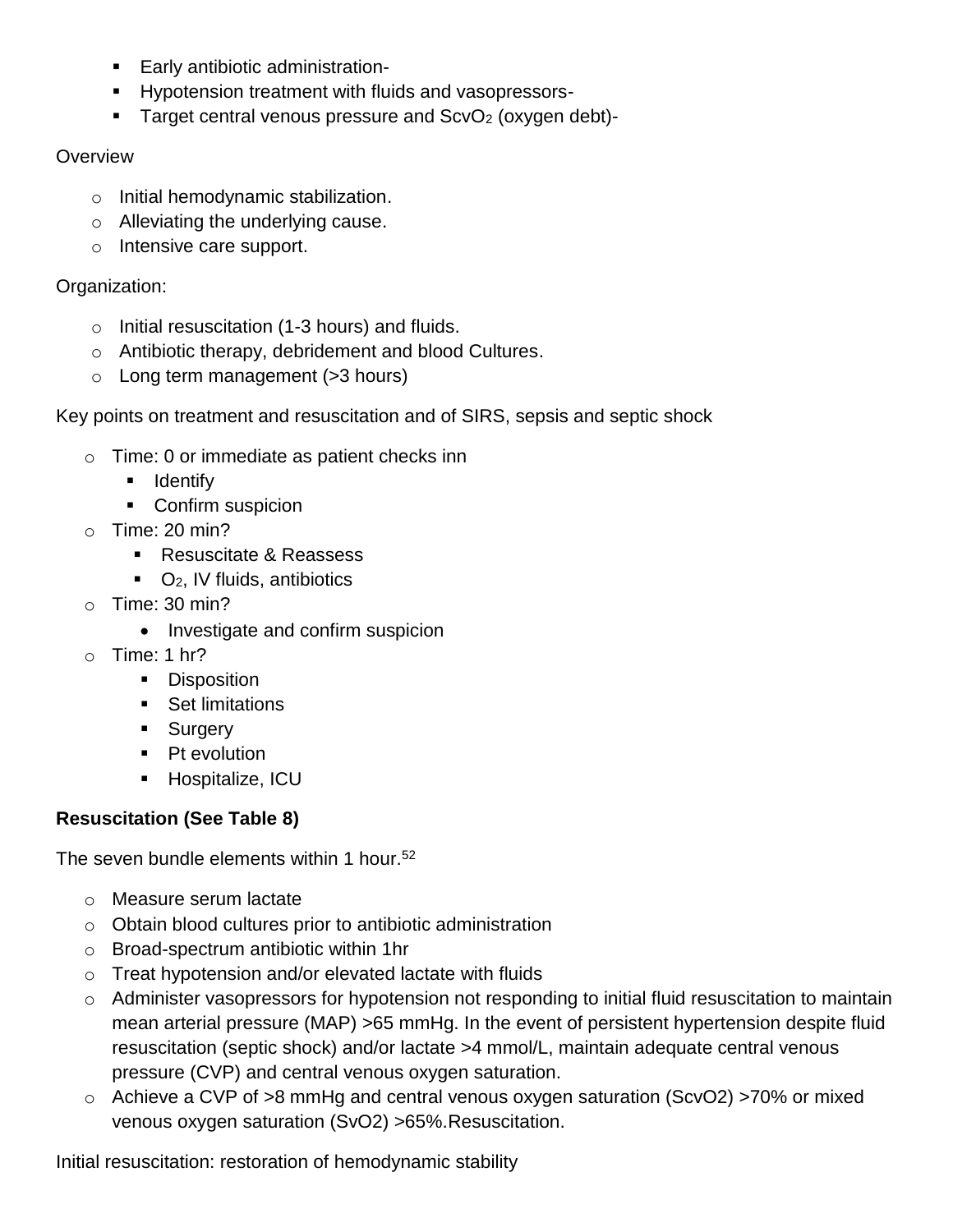- Early antibiotic administration-
- Hypotension treatment with fluids and vasopressors-
- Target central venous pressure and $ScvO_2$ (oxygen debt)-

Overview

- Initial hemodynamic stabilization.
- Alleviating the underlying cause.
- Intensive care support.

Organization:

- Initial resuscitation (1-3 hours) and fluids.
- Antibiotic therapy, debridement and blood Cultures.
- Long term management (>3 hours)

Key points on treatment and resuscitation and of SIRS, sepsis and septic shock

- Time: 0 or immediate as patient checks inn
  - Identify
  - Confirm suspicion
- Time: 20 min?
  - Resuscitate & Reassess
  - $O_2$, IV fluids, antibiotics
- Time: 30 min?
  - Investigate and confirm suspicion
- Time: 1 hr?
  - Disposition
  - Set limitations
  - Surgery
  - Pt evolution
  - Hospitalize, ICU

**Resuscitation (See Table 8)**

The seven bundle elements within 1 hour.[52]

- Measure serum lactate
- Obtain blood cultures prior to antibiotic administration
- Broad-spectrum antibiotic within 1hr
- Treat hypotension and/or elevated lactate with fluids
- Administer vasopressors for hypotension not responding to initial fluid resuscitation to maintain mean arterial pressure (MAP) >65 mmHg. In the event of persistent hypertension despite fluid resuscitation (septic shock) and/or lactate >4 mmol/L, maintain adequate central venous pressure (CVP) and central venous oxygen saturation.
- Achieve a CVP of >8 mmHg and central venous oxygen saturation ($ScvO_2$) >70% or mixed venous oxygen saturation ($SvO_2$) >65%.Resuscitation.

Initial resuscitation: restoration of hemodynamic stability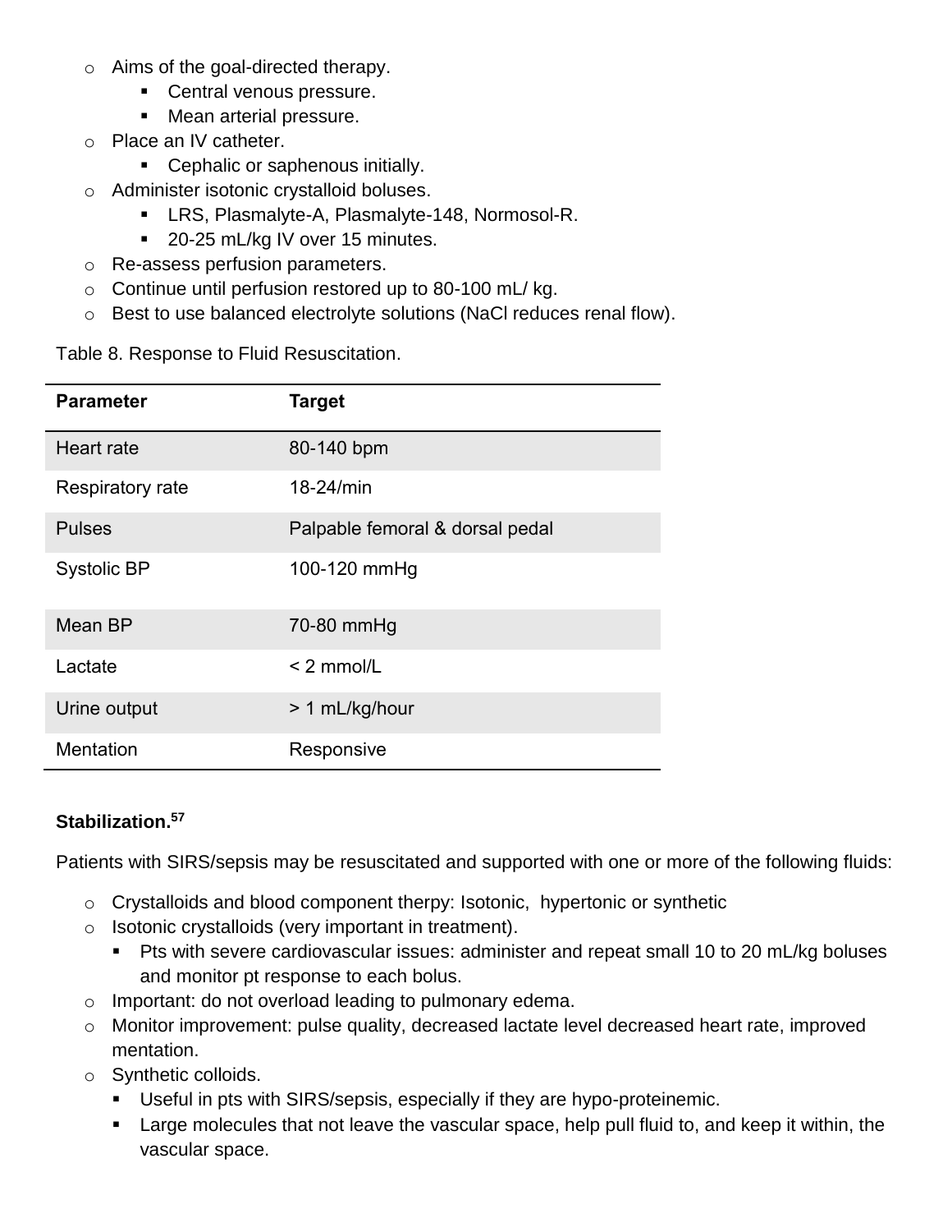- Aims of the goal-directed therapy.
  - Central venous pressure.
  - Mean arterial pressure.
- Place an IV catheter.
  - Cephalic or saphenous initially.
- Administer isotonic crystalloid boluses.
  - LRS, Plasmalyte-A, Plasmalyte-148, Normosol-R.
  - 20-25 mL/kg IV over 15 minutes.
- Re-assess perfusion parameters.
- Continue until perfusion restored up to 80-100 mL/ kg.
- Best to use balanced electrolyte solutions (NaCl reduces renal flow).

Table 8. Response to Fluid Resuscitation.

| Parameter | Target |
|---|---|
| Heart rate | 80-140 bpm |
| Respiratory rate | 18-24/min |
| Pulses | Palpable femoral & dorsal pedal |
| Systolic BP | 100-120 mmHg |
| Mean BP | 70-80 mmHg |
| Lactate | < 2 mmol/L |
| Urine output | > 1 mL/kg/hour |
| Mentation | Responsive |

**Stabilization.[57]**

Patients with SIRS/sepsis may be resuscitated and supported with one or more of the following fluids:

- Crystalloids and blood component therpy: Isotonic, hypertonic or synthetic
- Isotonic crystalloids (very important in treatment).
  - Pts with severe cardiovascular issues: administer and repeat small 10 to 20 mL/kg boluses and monitor pt response to each bolus.
- Important: do not overload leading to pulmonary edema.
- Monitor improvement: pulse quality, decreased lactate level decreased heart rate, improved mentation.
- Synthetic colloids.
  - Useful in pts with SIRS/sepsis, especially if they are hypo-proteinemic.
  - Large molecules that not leave the vascular space, help pull fluid to, and keep it within, the vascular space.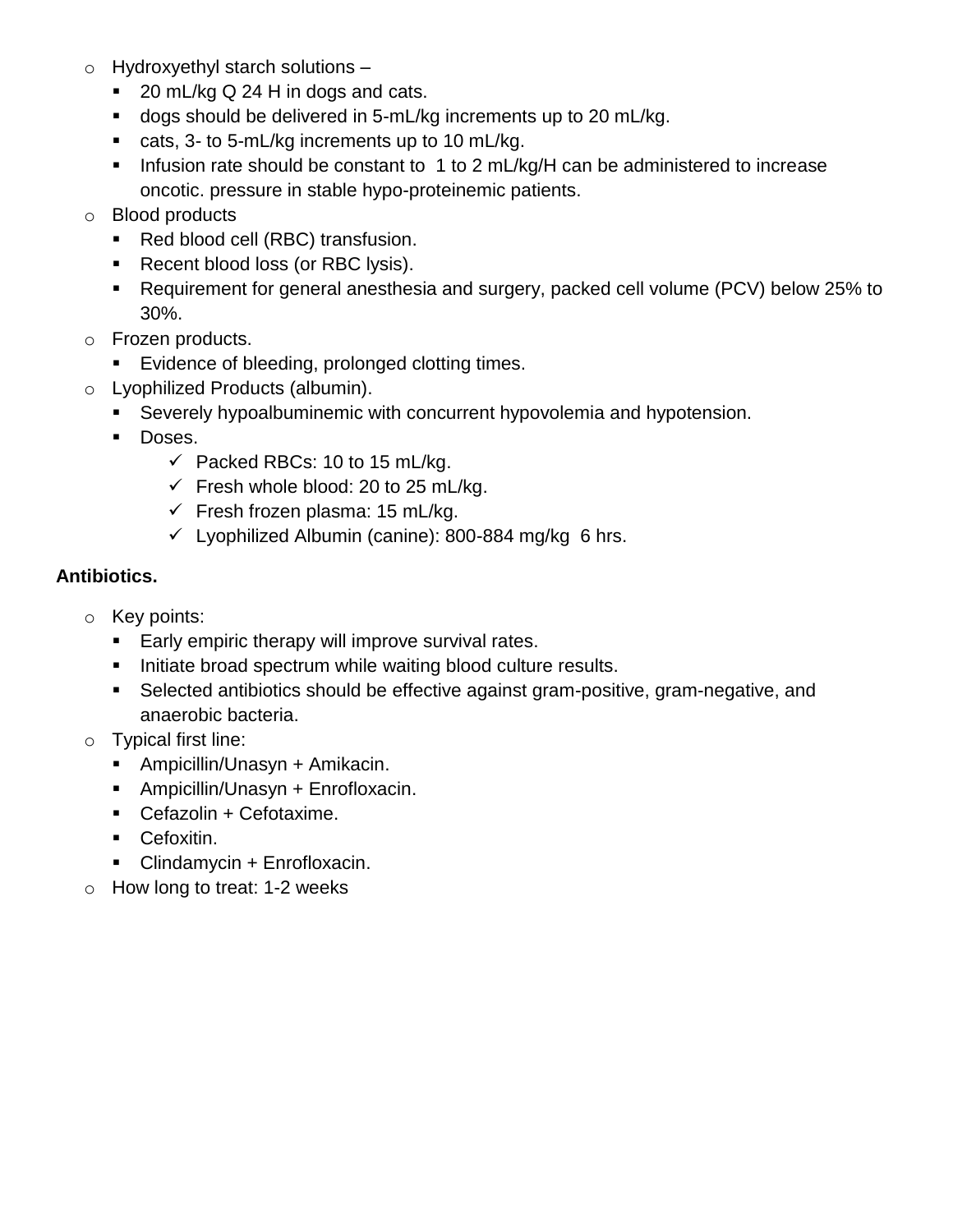- Hydroxyethyl starch solutions –
  - 20 mL/kg Q 24 H in dogs and cats.
  - dogs should be delivered in 5-mL/kg increments up to 20 mL/kg.
  - cats, 3- to 5-mL/kg increments up to 10 mL/kg.
  - Infusion rate should be constant to 1 to 2 mL/kg/H can be administered to increase oncotic. pressure in stable hypo-proteinemic patients.
- Blood products
  - Red blood cell (RBC) transfusion.
  - Recent blood loss (or RBC lysis).
  - Requirement for general anesthesia and surgery, packed cell volume (PCV) below 25% to 30%.
- Frozen products.
  - Evidence of bleeding, prolonged clotting times.
- Lyophilized Products (albumin).
  - Severely hypoalbuminemic with concurrent hypovolemia and hypotension.
  - Doses.
    - ✓ Packed RBCs: 10 to 15 mL/kg.
    - ✓ Fresh whole blood: 20 to 25 mL/kg.
    - ✓ Fresh frozen plasma: 15 mL/kg.
    - ✓ Lyophilized Albumin (canine): 800-884 mg/kg 6 hrs.

**Antibiotics.**

- Key points:
  - Early empiric therapy will improve survival rates.
  - Initiate broad spectrum while waiting blood culture results.
  - Selected antibiotics should be effective against gram-positive, gram-negative, and anaerobic bacteria.
- Typical first line:
  - Ampicillin/Unasyn + Amikacin.
  - Ampicillin/Unasyn + Enrofloxacin.
  - Cefazolin + Cefotaxime.
  - Cefoxitin.
  - Clindamycin + Enrofloxacin.
- How long to treat: 1-2 weeks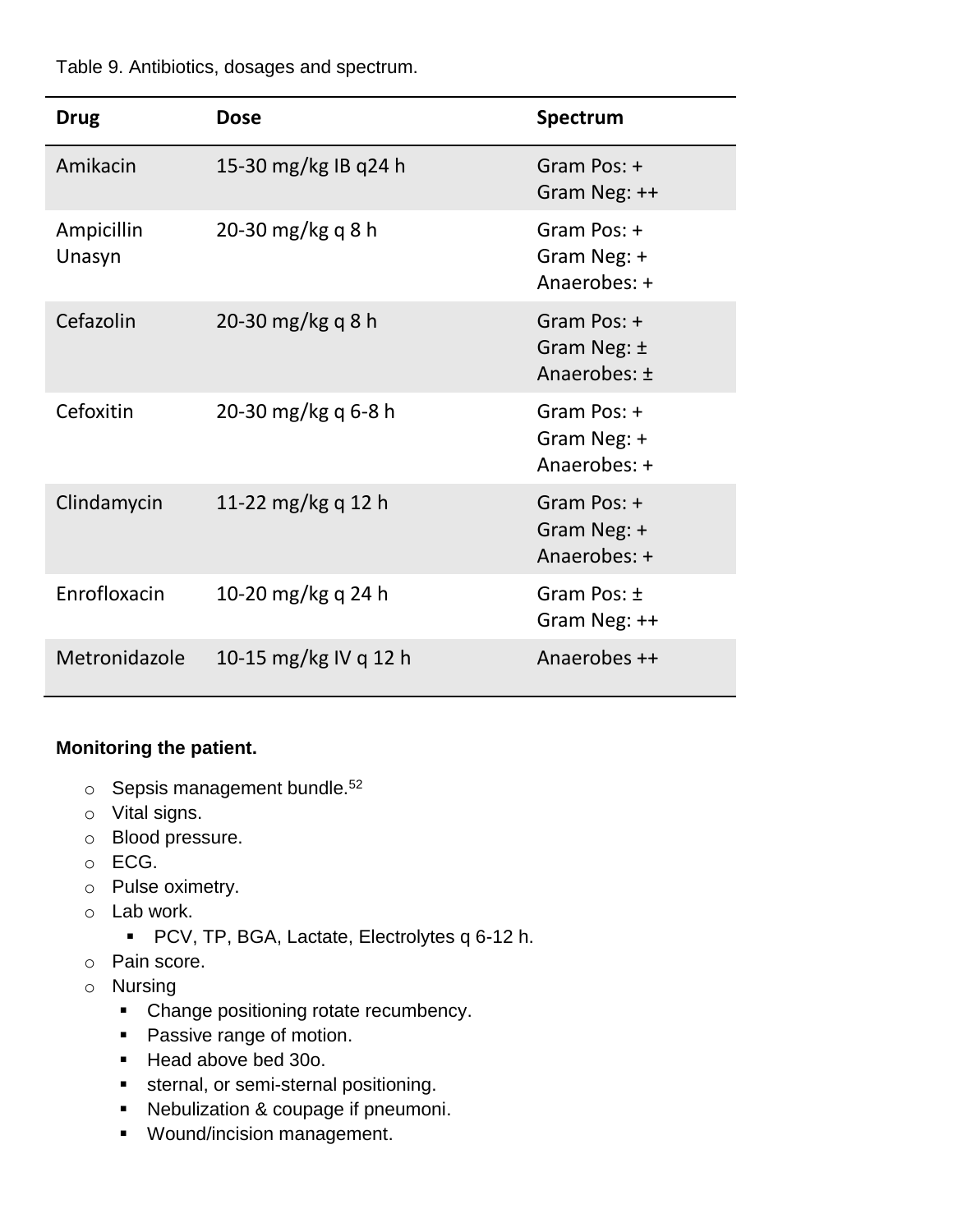Table 9. Antibiotics, dosages and spectrum.

| Drug | Dose | Spectrum |
|---|---|---|
| Amikacin | 15-30 mg/kg IB q24 h | Gram Pos: +<br>Gram Neg: ++ |
| Ampicillin Unasyn | 20-30 mg/kg q 8 h | Gram Pos: +<br>Gram Neg: +<br>Anaerobes: + |
| Cefazolin | 20-30 mg/kg q 8 h | Gram Pos: +<br>Gram Neg: ±<br>Anaerobes: ± |
| Cefoxitin | 20-30 mg/kg q 6-8 h | Gram Pos: +<br>Gram Neg: +<br>Anaerobes: + |
| Clindamycin | 11-22 mg/kg q 12 h | Gram Pos: +<br>Gram Neg: +<br>Anaerobes: + |
| Enrofloxacin | 10-20 mg/kg q 24 h | Gram Pos: ±<br>Gram Neg: ++ |
| Metronidazole | 10-15 mg/kg IV q 12 h | Anaerobes ++ |

**Monitoring the patient.**

- Sepsis management bundle.[52]
- Vital signs.
- Blood pressure.
- ECG.
- Pulse oximetry.
- Lab work.
  - PCV, TP, BGA, Lactate, Electrolytes q 6-12 h.
- Pain score.
- Nursing
  - Change positioning rotate recumbency.
  - Passive range of motion.
  - Head above bed 30o.
  - sternal, or semi-sternal positioning.
  - Nebulization & coupage if pneumoni.
  - Wound/incision management.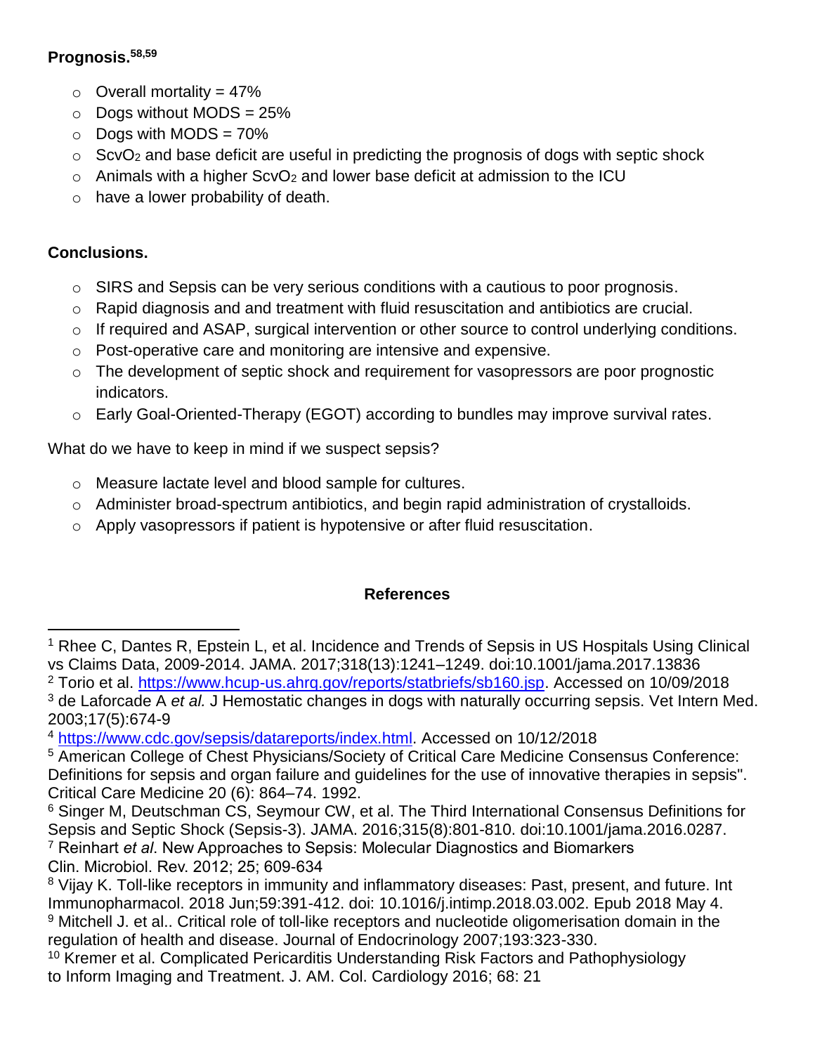**Prognosis.**[58,59]

- Overall mortality = 47%
- Dogs without MODS = 25%
- Dogs with MODS = 70%
- $ScvO_2$ and base deficit are useful in predicting the prognosis of dogs with septic shock
- Animals with a higher $ScvO_2$ and lower base deficit at admission to the ICU
- have a lower probability of death.

**Conclusions.**

- SIRS and Sepsis can be very serious conditions with a cautious to poor prognosis.
- Rapid diagnosis and and treatment with fluid resuscitation and antibiotics are crucial.
- If required and ASAP, surgical intervention or other source to control underlying conditions.
- Post-operative care and monitoring are intensive and expensive.
- The development of septic shock and requirement for vasopressors are poor prognostic indicators.
- Early Goal-Oriented-Therapy (EGOT) according to bundles may improve survival rates.

What do we have to keep in mind if we suspect sepsis?

- Measure lactate level and blood sample for cultures.
- Administer broad-spectrum antibiotics, and begin rapid administration of crystalloids.
- Apply vasopressors if patient is hypotensive or after fluid resuscitation.

**References**

[1] Rhee C, Dantes R, Epstein L, et al. Incidence and Trends of Sepsis in US Hospitals Using Clinical vs Claims Data, 2009-2014. JAMA. 2017;318(13):1241–1249. doi:10.1001/jama.2017.13836

[2] Torio et al. https://www.hcup-us.ahrq.gov/reports/statbriefs/sb160.jsp. Accessed on 10/09/2018

[3] de Laforcade A *et al.* J Hemostatic changes in dogs with naturally occurring sepsis. Vet Intern Med. 2003;17(5):674-9

[4] https://www.cdc.gov/sepsis/datareports/index.html. Accessed on 10/12/2018

[5] American College of Chest Physicians/Society of Critical Care Medicine Consensus Conference: Definitions for sepsis and organ failure and guidelines for the use of innovative therapies in sepsis". Critical Care Medicine 20 (6): 864–74. 1992.

[6] Singer M, Deutschman CS, Seymour CW, et al. The Third International Consensus Definitions for Sepsis and Septic Shock (Sepsis-3). JAMA. 2016;315(8):801-810. doi:10.1001/jama.2016.0287.

[7] Reinhart *et al*. New Approaches to Sepsis: Molecular Diagnostics and Biomarkers Clin. Microbiol. Rev. 2012; 25; 609-634

[8] Vijay K. Toll-like receptors in immunity and inflammatory diseases: Past, present, and future. Int Immunopharmacol. 2018 Jun;59:391-412. doi: 10.1016/j.intimp.2018.03.002. Epub 2018 May 4.

[9] Mitchell J. et al.. Critical role of toll-like receptors and nucleotide oligomerisation domain in the regulation of health and disease. Journal of Endocrinology 2007;193:323-330.

[10] Kremer et al. Complicated Pericarditis Understanding Risk Factors and Pathophysiology to Inform Imaging and Treatment. J. AM. Col. Cardiology 2016; 68: 21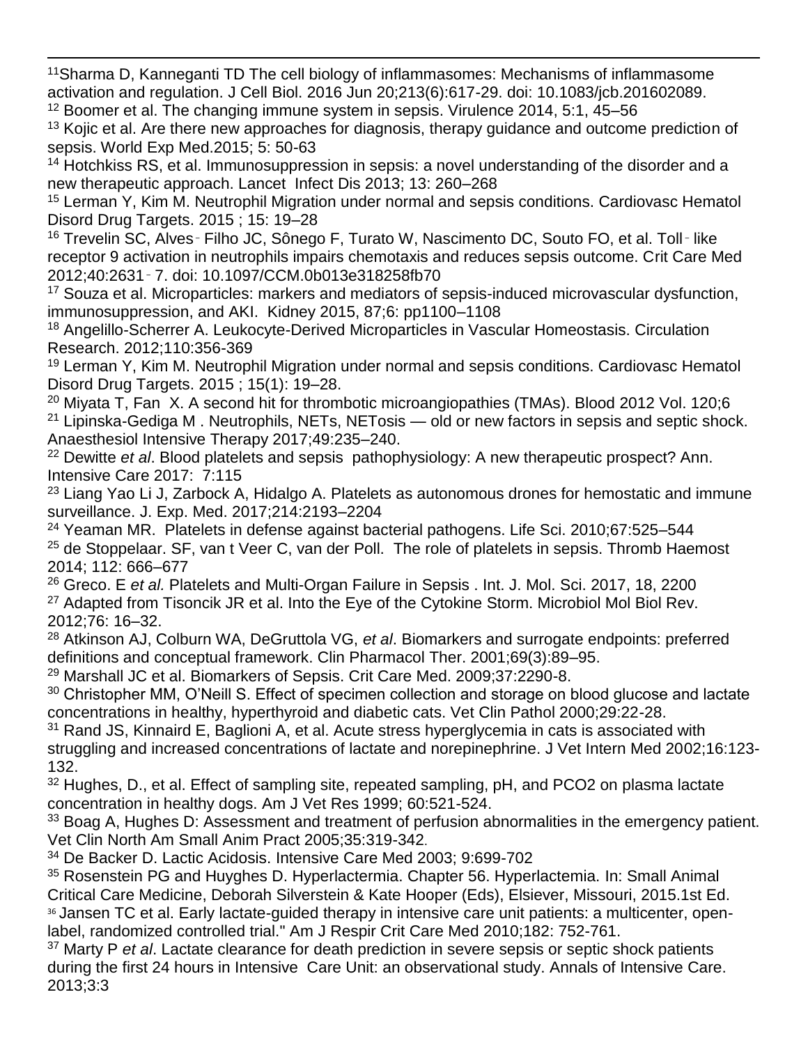[11] Sharma D, Kanneganti TD The cell biology of inflammasomes: Mechanisms of inflammasome activation and regulation. J Cell Biol. 2016 Jun 20;213(6):617-29. doi: 10.1083/jcb.201602089.

[12] Boomer et al. The changing immune system in sepsis. Virulence 2014, 5:1, 45–56

[13] Kojic et al. Are there new approaches for diagnosis, therapy guidance and outcome prediction of sepsis. World Exp Med.2015; 5: 50-63

[14] Hotchkiss RS, et al. Immunosuppression in sepsis: a novel understanding of the disorder and a new therapeutic approach. Lancet Infect Dis 2013; 13: 260–268

[15] Lerman Y, Kim M. Neutrophil Migration under normal and sepsis conditions. Cardiovasc Hematol Disord Drug Targets. 2015 ; 15: 19–28

[16] Trevelin SC, Alves‐Filho JC, Sônego F, Turato W, Nascimento DC, Souto FO, et al. Toll‐like receptor 9 activation in neutrophils impairs chemotaxis and reduces sepsis outcome. Crit Care Med 2012;40:2631‐7. doi: 10.1097/CCM.0b013e318258fb70

[17] Souza et al. Microparticles: markers and mediators of sepsis-induced microvascular dysfunction, immunosuppression, and AKI. Kidney 2015, 87;6: pp1100–1108

[18] Angelillo-Scherrer A. Leukocyte-Derived Microparticles in Vascular Homeostasis. Circulation Research. 2012;110:356-369

[19] Lerman Y, Kim M. Neutrophil Migration under normal and sepsis conditions. Cardiovasc Hematol Disord Drug Targets. 2015 ; 15(1): 19–28.

[20] Miyata T, Fan X. A second hit for thrombotic microangiopathies (TMAs). Blood 2012 Vol. 120;6

[21] Lipinska-Gediga M . Neutrophils, NETs, NETosis — old or new factors in sepsis and septic shock. Anaesthesiol Intensive Therapy 2017;49:235–240.

[22] Dewitte *et al*. Blood platelets and sepsis pathophysiology: A new therapeutic prospect? Ann. Intensive Care 2017: 7:115

[23] Liang Yao Li J, Zarbock A, Hidalgo A. Platelets as autonomous drones for hemostatic and immune surveillance. J. Exp. Med. 2017;214:2193–2204

[24] Yeaman MR. Platelets in defense against bacterial pathogens. Life Sci. 2010;67:525–544

[25] de Stoppelaar. SF, van t Veer C, van der Poll. The role of platelets in sepsis. Thromb Haemost 2014; 112: 666–677

[26] Greco. E *et al.* Platelets and Multi-Organ Failure in Sepsis . Int. J. Mol. Sci. 2017, 18, 2200

[27] Adapted from Tisoncik JR et al. Into the Eye of the Cytokine Storm. Microbiol Mol Biol Rev. 2012;76: 16–32.

[28] Atkinson AJ, Colburn WA, DeGruttola VG, *et al*. Biomarkers and surrogate endpoints: preferred definitions and conceptual framework. Clin Pharmacol Ther. 2001;69(3):89–95.

[29] Marshall JC et al. Biomarkers of Sepsis. Crit Care Med. 2009;37:2290-8.

[30] Christopher MM, O'Neill S. Effect of specimen collection and storage on blood glucose and lactate concentrations in healthy, hyperthyroid and diabetic cats. Vet Clin Pathol 2000;29:22-28.

[31] Rand JS, Kinnaird E, Baglioni A, et al. Acute stress hyperglycemia in cats is associated with struggling and increased concentrations of lactate and norepinephrine. J Vet Intern Med 2002;16:123-132.

[32] Hughes, D., et al. Effect of sampling site, repeated sampling, pH, and PCO2 on plasma lactate concentration in healthy dogs. Am J Vet Res 1999; 60:521-524.

[33] Boag A, Hughes D: Assessment and treatment of perfusion abnormalities in the emergency patient. Vet Clin North Am Small Anim Pract 2005;35:319-342.

[34] De Backer D. Lactic Acidosis. Intensive Care Med 2003; 9:699-702

[35] Rosenstein PG and Huyghes D. Hyperlactermia. Chapter 56. Hyperlactemia. In: Small Animal Critical Care Medicine, Deborah Silverstein & Kate Hooper (Eds), Elsiever, Missouri, 2015.1st Ed.

[36] Jansen TC et al. Early lactate-guided therapy in intensive care unit patients: a multicenter, open-label, randomized controlled trial." Am J Respir Crit Care Med 2010;182: 752-761.

[37] Marty P *et al*. Lactate clearance for death prediction in severe sepsis or septic shock patients during the first 24 hours in Intensive Care Unit: an observational study. Annals of Intensive Care. 2013;3:3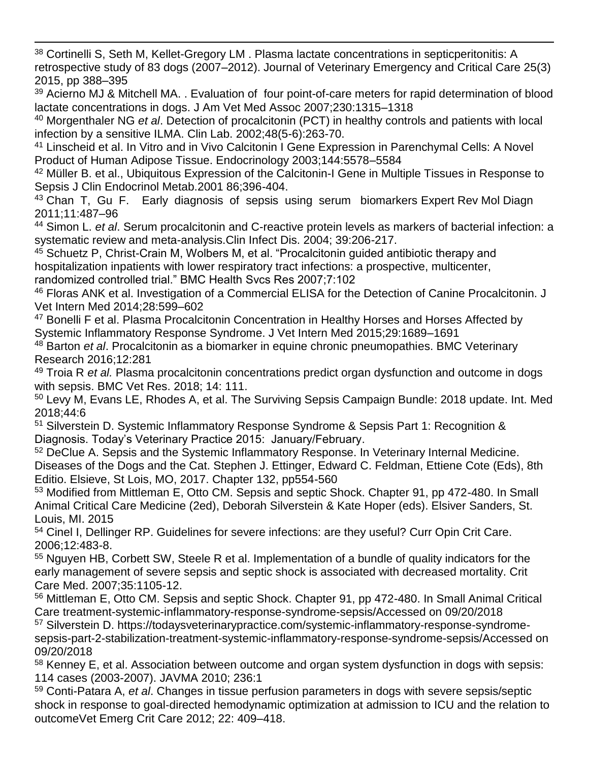[38] Cortinelli S, Seth M, Kellet-Gregory LM . Plasma lactate concentrations in septicperitonitis: A retrospective study of 83 dogs (2007–2012). Journal of Veterinary Emergency and Critical Care 25(3) 2015, pp 388–395

[39] Acierno MJ & Mitchell MA. . Evaluation of four point-of-care meters for rapid determination of blood lactate concentrations in dogs. J Am Vet Med Assoc 2007;230:1315–1318

[40] Morgenthaler NG *et al*. Detection of procalcitonin (PCT) in healthy controls and patients with local infection by a sensitive ILMA. Clin Lab. 2002;48(5-6):263-70.

[41] Linscheid et al. In Vitro and in Vivo Calcitonin I Gene Expression in Parenchymal Cells: A Novel Product of Human Adipose Tissue. Endocrinology 2003;144:5578–5584

[42] Müller B. et al., Ubiquitous Expression of the Calcitonin-I Gene in Multiple Tissues in Response to Sepsis J Clin Endocrinol Metab.2001 86;396-404.

[43] Chan T, Gu F. Early diagnosis of sepsis using serum biomarkers Expert Rev Mol Diagn 2011;11:487–96

[44] Simon L. *et al*. Serum procalcitonin and C-reactive protein levels as markers of bacterial infection: a systematic review and meta-analysis.Clin Infect Dis. 2004; 39:206-217.

[45] Schuetz P, Christ-Crain M, Wolbers M, et al. "Procalcitonin guided antibiotic therapy and hospitalization inpatients with lower respiratory tract infections: a prospective, multicenter, randomized controlled trial." BMC Health Svcs Res 2007;7:102

[46] Floras ANK et al. Investigation of a Commercial ELISA for the Detection of Canine Procalcitonin. J Vet Intern Med 2014;28:599–602

[47] Bonelli F et al. Plasma Procalcitonin Concentration in Healthy Horses and Horses Affected by Systemic Inflammatory Response Syndrome. J Vet Intern Med 2015;29:1689–1691

[48] Barton *et al*. Procalcitonin as a biomarker in equine chronic pneumopathies. BMC Veterinary Research 2016;12:281

[49] Troia R *et al.* Plasma procalcitonin concentrations predict organ dysfunction and outcome in dogs with sepsis. BMC Vet Res. 2018; 14: 111.

[50] Levy M, Evans LE, Rhodes A, et al. The Surviving Sepsis Campaign Bundle: 2018 update. Int. Med 2018;44:6

[51] Silverstein D. Systemic Inflammatory Response Syndrome & Sepsis Part 1: Recognition & Diagnosis. Today's Veterinary Practice 2015: January/February.

[52] DeClue A. Sepsis and the Systemic Inflammatory Response. In Veterinary Internal Medicine. Diseases of the Dogs and the Cat. Stephen J. Ettinger, Edward C. Feldman, Ettiene Cote (Eds), 8th Editio. Elsieve, St Lois, MO, 2017. Chapter 132, pp554-560

[53] Modified from Mittleman E, Otto CM. Sepsis and septic Shock. Chapter 91, pp 472-480. In Small Animal Critical Care Medicine (2ed), Deborah Silverstein & Kate Hoper (eds). Elsiver Sanders, St. Louis, MI. 2015

[54] Cinel I, Dellinger RP. Guidelines for severe infections: are they useful? Curr Opin Crit Care. 2006;12:483-8.

[55] Nguyen HB, Corbett SW, Steele R et al. Implementation of a bundle of quality indicators for the early management of severe sepsis and septic shock is associated with decreased mortality. Crit Care Med. 2007;35:1105-12.

[56] Mittleman E, Otto CM. Sepsis and septic Shock. Chapter 91, pp 472-480. In Small Animal Critical Care treatment-systemic-inflammatory-response-syndrome-sepsis/Accessed on 09/20/2018

[57] Silverstein D. https://todaysveterinarypractice.com/systemic-inflammatory-response-syndrome-sepsis-part-2-stabilization-treatment-systemic-inflammatory-response-syndrome-sepsis/Accessed on 09/20/2018

[58] Kenney E, et al. Association between outcome and organ system dysfunction in dogs with sepsis: 114 cases (2003-2007). JAVMA 2010; 236:1

[59] Conti-Patara A, *et al*. Changes in tissue perfusion parameters in dogs with severe sepsis/septic shock in response to goal-directed hemodynamic optimization at admission to ICU and the relation to outcomeVet Emerg Crit Care 2012; 22: 409–418.